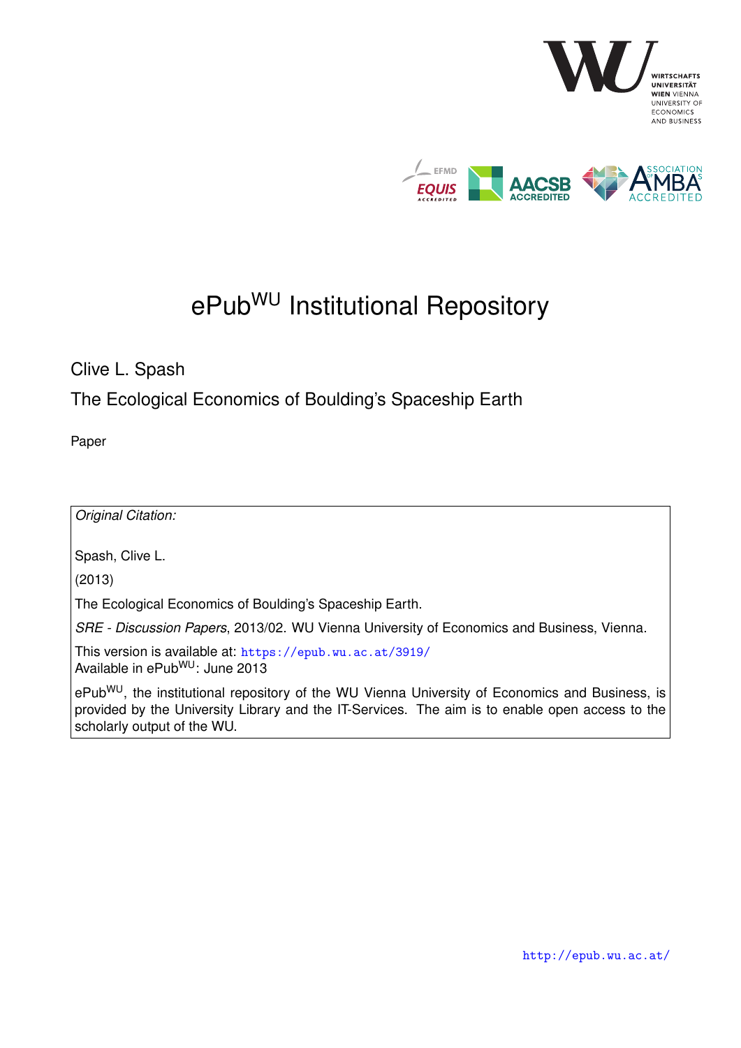# ePub$^{WU}$ Institutional Repository

Clive L. Spash

The Ecological Economics of Boulding's Spaceship Earth

Paper

*Original Citation:*

Spash, Clive L.

(2013)

The Ecological Economics of Boulding's Spaceship Earth.

*SRE - Discussion Papers*, 2013/02. WU Vienna University of Economics and Business, Vienna.

This version is available at: https://epub.wu.ac.at/3919/
Available in ePub$^{WU}$: June 2013

ePub$^{WU}$, the institutional repository of the WU Vienna University of Economics and Business, is provided by the University Library and the IT-Services. The aim is to enable open access to the scholarly output of the WU.

http://epub.wu.ac.at/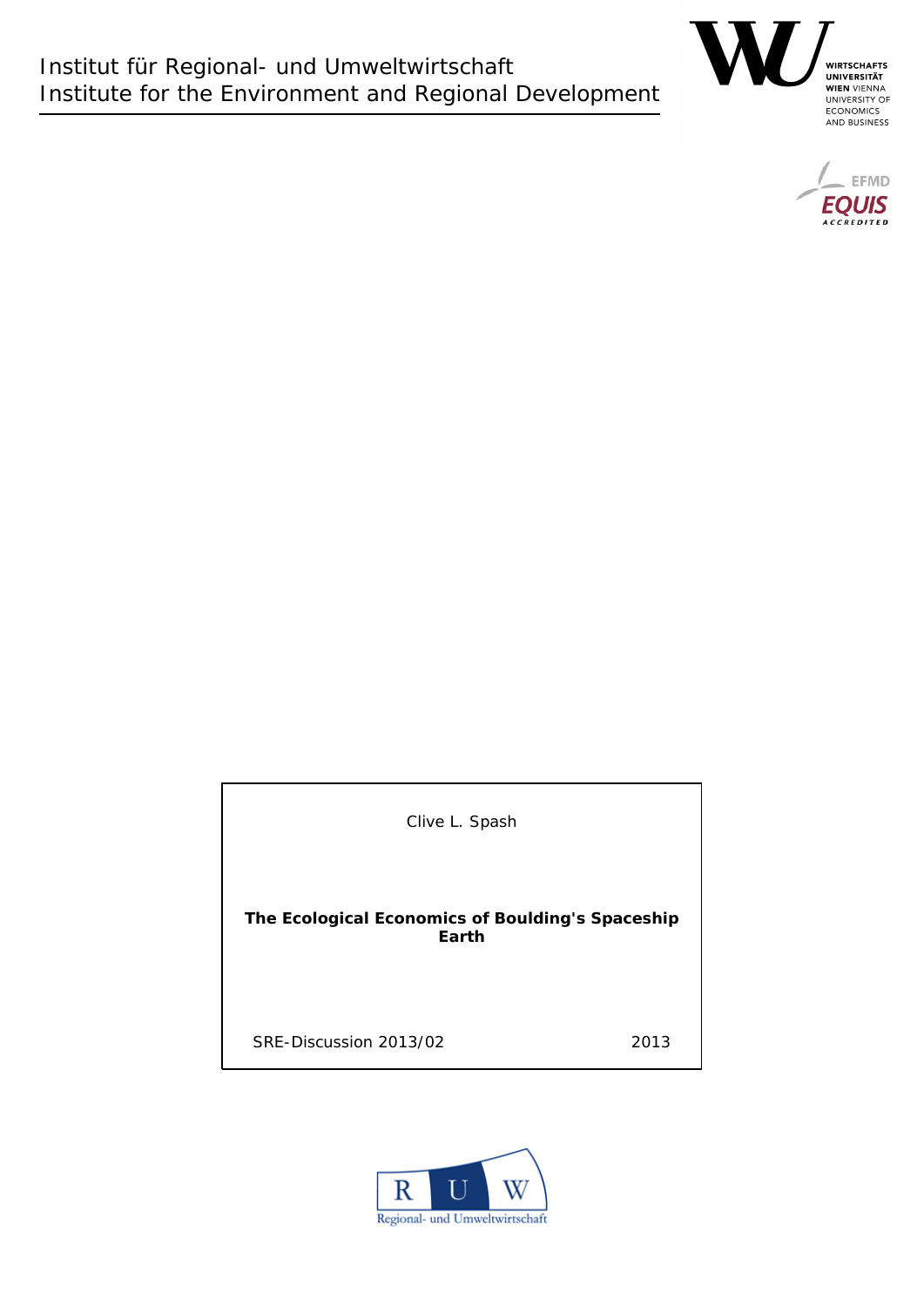Institut für Regional- und Umweltwirtschaft
Institute for the Environment and Regional Development

WIRTSCHAFTSUNIVERSITÄT WIEN VIENNA UNIVERSITY OF ECONOMICS AND BUSINESS

EFMD EQUIS ACCREDITED

Clive L. Spash

**The Ecological Economics of Boulding's Spaceship Earth**

SRE-Discussion 2013/02 2013

Regional- und Umweltwirtschaft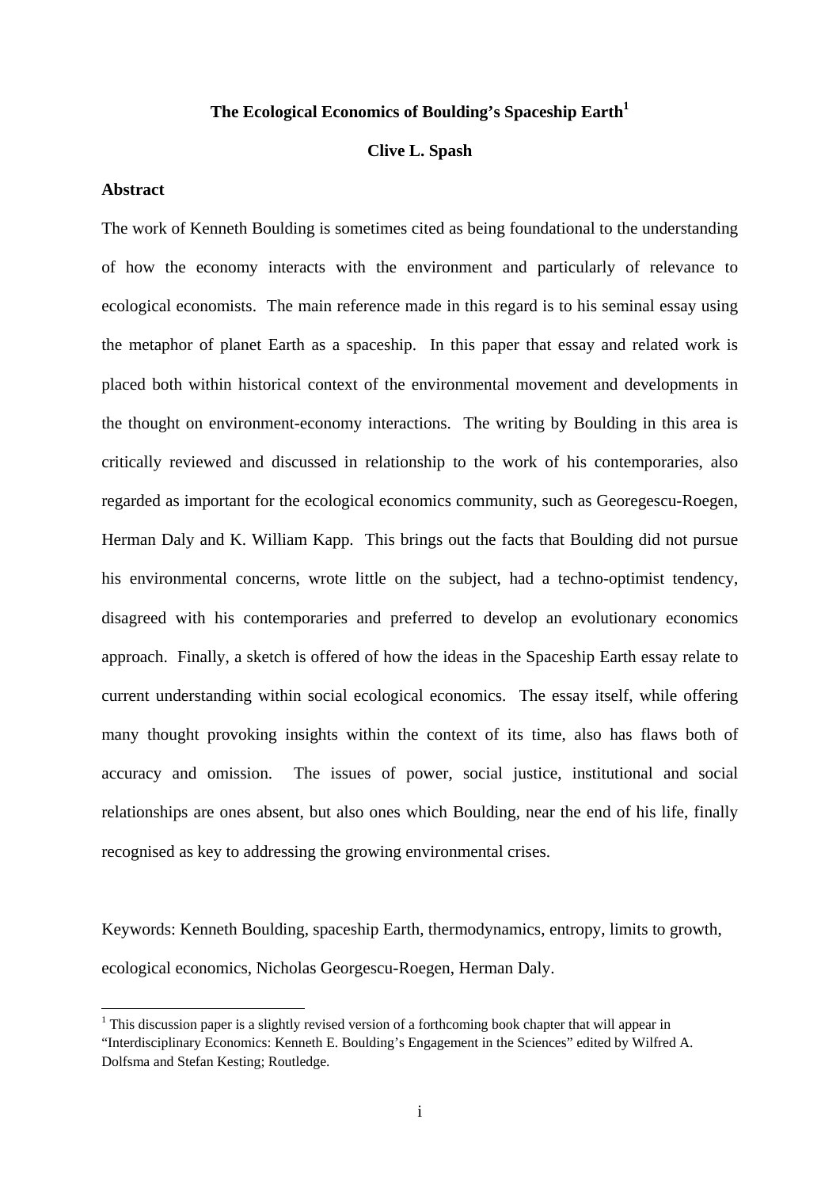# The Ecological Economics of Boulding's Spaceship Earth[1]

**Clive L. Spash**

## Abstract

The work of Kenneth Boulding is sometimes cited as being foundational to the understanding of how the economy interacts with the environment and particularly of relevance to ecological economists. The main reference made in this regard is to his seminal essay using the metaphor of planet Earth as a spaceship. In this paper that essay and related work is placed both within historical context of the environmental movement and developments in the thought on environment-economy interactions. The writing by Boulding in this area is critically reviewed and discussed in relationship to the work of his contemporaries, also regarded as important for the ecological economics community, such as Georegescu-Roegen, Herman Daly and K. William Kapp. This brings out the facts that Boulding did not pursue his environmental concerns, wrote little on the subject, had a techno-optimist tendency, disagreed with his contemporaries and preferred to develop an evolutionary economics approach. Finally, a sketch is offered of how the ideas in the Spaceship Earth essay relate to current understanding within social ecological economics. The essay itself, while offering many thought provoking insights within the context of its time, also has flaws both of accuracy and omission. The issues of power, social justice, institutional and social relationships are ones absent, but also ones which Boulding, near the end of his life, finally recognised as key to addressing the growing environmental crises.

Keywords: Kenneth Boulding, spaceship Earth, thermodynamics, entropy, limits to growth, ecological economics, Nicholas Georgescu-Roegen, Herman Daly.

[1] This discussion paper is a slightly revised version of a forthcoming book chapter that will appear in "Interdisciplinary Economics: Kenneth E. Boulding's Engagement in the Sciences" edited by Wilfred A. Dolfsma and Stefan Kesting; Routledge.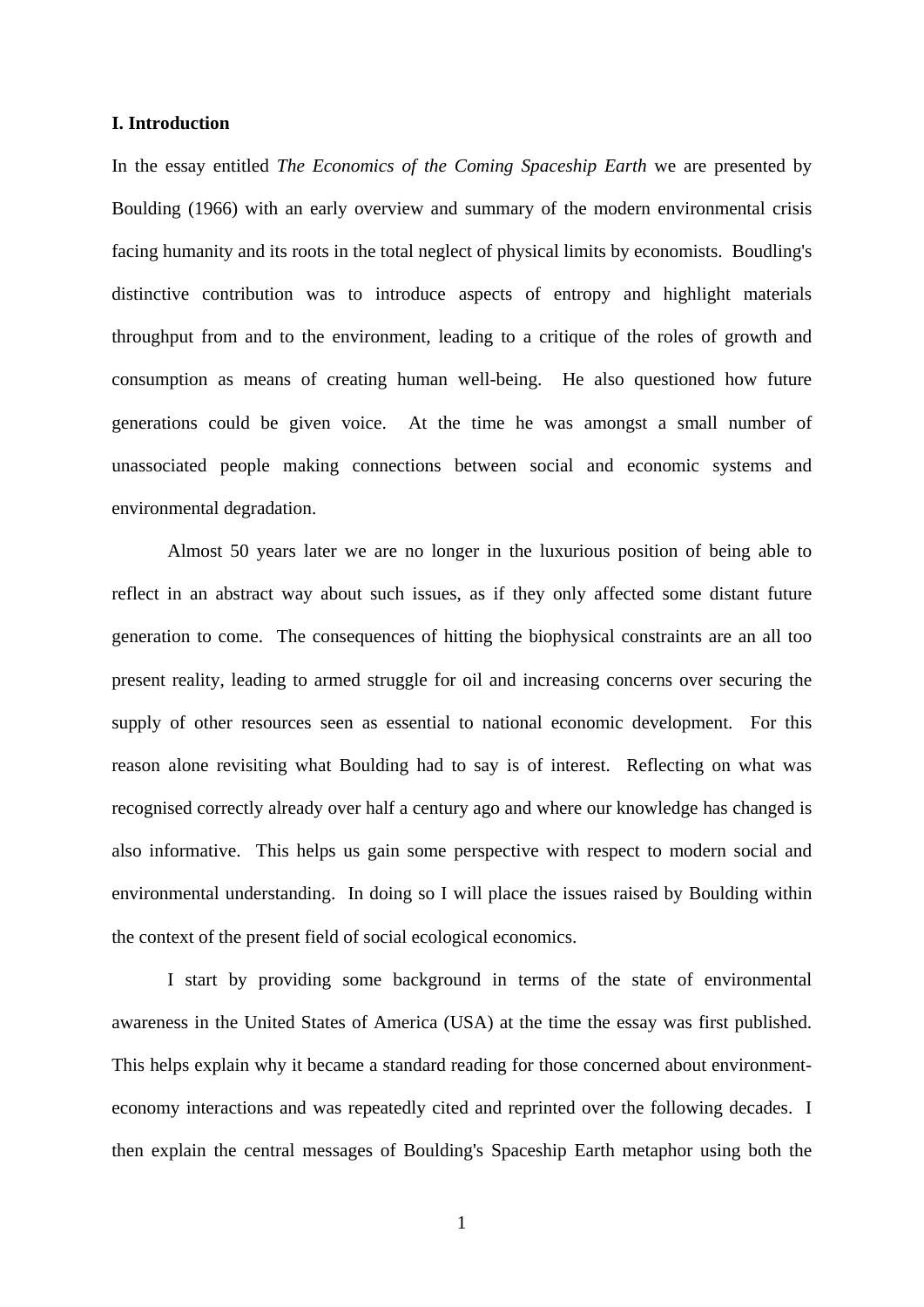**I. Introduction**

In the essay entitled *The Economics of the Coming Spaceship Earth* we are presented by Boulding (1966) with an early overview and summary of the modern environmental crisis facing humanity and its roots in the total neglect of physical limits by economists. Boudling's distinctive contribution was to introduce aspects of entropy and highlight materials throughput from and to the environment, leading to a critique of the roles of growth and consumption as means of creating human well-being. He also questioned how future generations could be given voice. At the time he was amongst a small number of unassociated people making connections between social and economic systems and environmental degradation.

Almost 50 years later we are no longer in the luxurious position of being able to reflect in an abstract way about such issues, as if they only affected some distant future generation to come. The consequences of hitting the biophysical constraints are an all too present reality, leading to armed struggle for oil and increasing concerns over securing the supply of other resources seen as essential to national economic development. For this reason alone revisiting what Boulding had to say is of interest. Reflecting on what was recognised correctly already over half a century ago and where our knowledge has changed is also informative. This helps us gain some perspective with respect to modern social and environmental understanding. In doing so I will place the issues raised by Boulding within the context of the present field of social ecological economics.

I start by providing some background in terms of the state of environmental awareness in the United States of America (USA) at the time the essay was first published. This helps explain why it became a standard reading for those concerned about environment-economy interactions and was repeatedly cited and reprinted over the following decades. I then explain the central messages of Boulding's Spaceship Earth metaphor using both the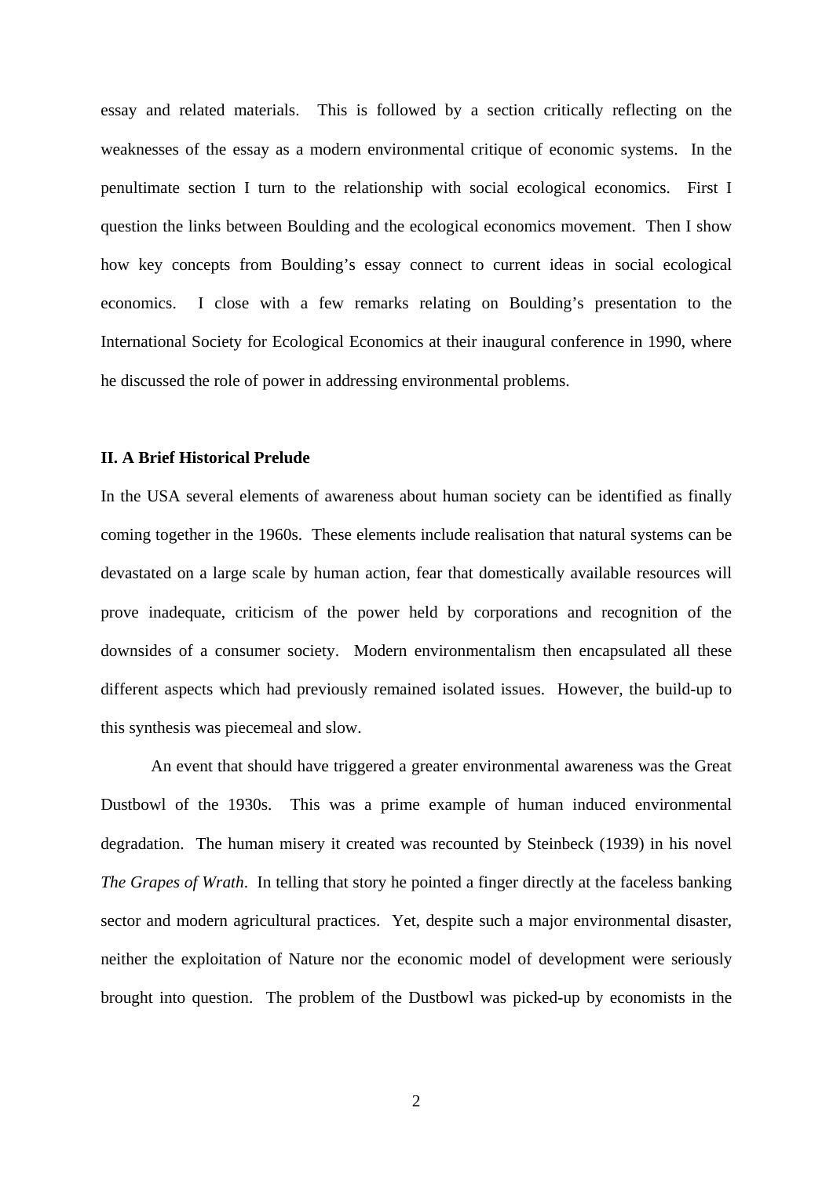essay and related materials. This is followed by a section critically reflecting on the weaknesses of the essay as a modern environmental critique of economic systems. In the penultimate section I turn to the relationship with social ecological economics. First I question the links between Boulding and the ecological economics movement. Then I show how key concepts from Boulding's essay connect to current ideas in social ecological economics. I close with a few remarks relating on Boulding's presentation to the International Society for Ecological Economics at their inaugural conference in 1990, where he discussed the role of power in addressing environmental problems.

## II. A Brief Historical Prelude

In the USA several elements of awareness about human society can be identified as finally coming together in the 1960s. These elements include realisation that natural systems can be devastated on a large scale by human action, fear that domestically available resources will prove inadequate, criticism of the power held by corporations and recognition of the downsides of a consumer society. Modern environmentalism then encapsulated all these different aspects which had previously remained isolated issues. However, the build-up to this synthesis was piecemeal and slow.

An event that should have triggered a greater environmental awareness was the Great Dustbowl of the 1930s. This was a prime example of human induced environmental degradation. The human misery it created was recounted by Steinbeck (1939) in his novel *The Grapes of Wrath*. In telling that story he pointed a finger directly at the faceless banking sector and modern agricultural practices. Yet, despite such a major environmental disaster, neither the exploitation of Nature nor the economic model of development were seriously brought into question. The problem of the Dustbowl was picked-up by economists in the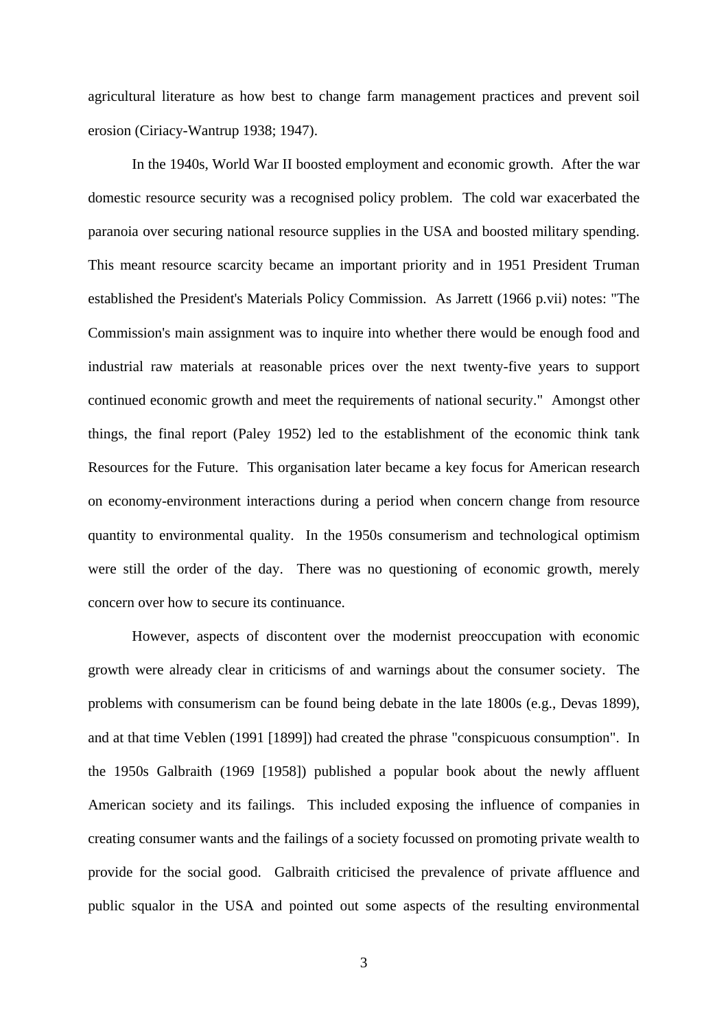agricultural literature as how best to change farm management practices and prevent soil erosion (Ciriacy-Wantrup 1938; 1947).

In the 1940s, World War II boosted employment and economic growth. After the war domestic resource security was a recognised policy problem. The cold war exacerbated the paranoia over securing national resource supplies in the USA and boosted military spending. This meant resource scarcity became an important priority and in 1951 President Truman established the President's Materials Policy Commission. As Jarrett (1966 p.vii) notes: "The Commission's main assignment was to inquire into whether there would be enough food and industrial raw materials at reasonable prices over the next twenty-five years to support continued economic growth and meet the requirements of national security." Amongst other things, the final report (Paley 1952) led to the establishment of the economic think tank Resources for the Future. This organisation later became a key focus for American research on economy-environment interactions during a period when concern change from resource quantity to environmental quality. In the 1950s consumerism and technological optimism were still the order of the day. There was no questioning of economic growth, merely concern over how to secure its continuance.

However, aspects of discontent over the modernist preoccupation with economic growth were already clear in criticisms of and warnings about the consumer society. The problems with consumerism can be found being debate in the late 1800s (e.g., Devas 1899), and at that time Veblen (1991 [1899]) had created the phrase "conspicuous consumption". In the 1950s Galbraith (1969 [1958]) published a popular book about the newly affluent American society and its failings. This included exposing the influence of companies in creating consumer wants and the failings of a society focussed on promoting private wealth to provide for the social good. Galbraith criticised the prevalence of private affluence and public squalor in the USA and pointed out some aspects of the resulting environmental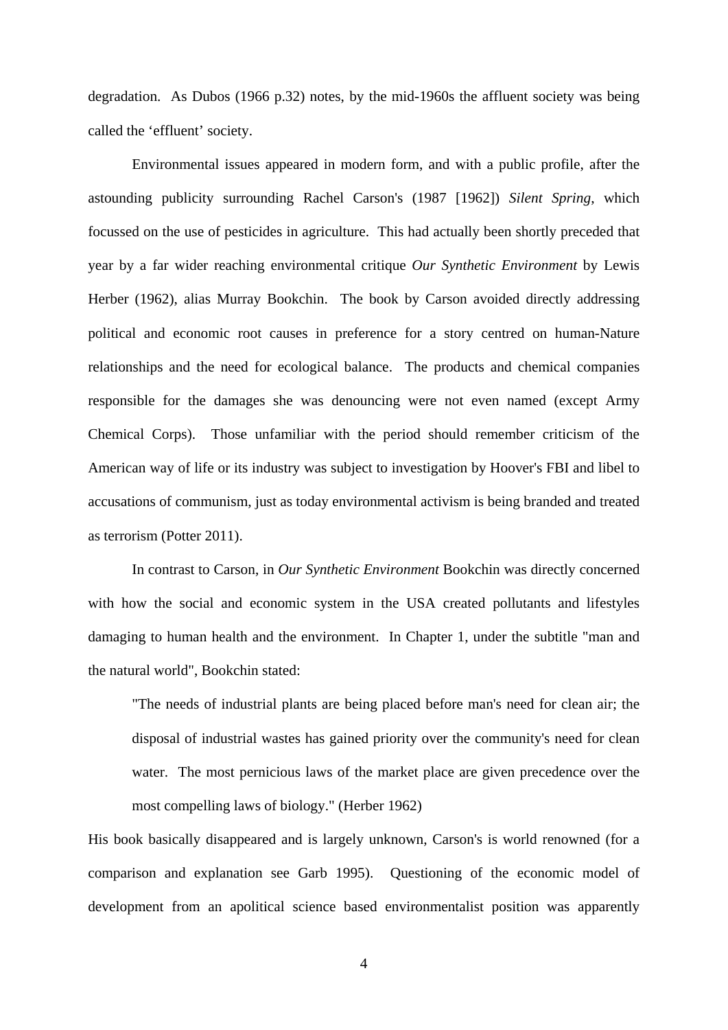degradation. As Dubos (1966 p.32) notes, by the mid-1960s the affluent society was being called the 'effluent' society.

Environmental issues appeared in modern form, and with a public profile, after the astounding publicity surrounding Rachel Carson's (1987 [1962]) *Silent Spring*, which focussed on the use of pesticides in agriculture. This had actually been shortly preceded that year by a far wider reaching environmental critique *Our Synthetic Environment* by Lewis Herber (1962), alias Murray Bookchin. The book by Carson avoided directly addressing political and economic root causes in preference for a story centred on human-Nature relationships and the need for ecological balance. The products and chemical companies responsible for the damages she was denouncing were not even named (except Army Chemical Corps). Those unfamiliar with the period should remember criticism of the American way of life or its industry was subject to investigation by Hoover's FBI and libel to accusations of communism, just as today environmental activism is being branded and treated as terrorism (Potter 2011).

In contrast to Carson, in *Our Synthetic Environment* Bookchin was directly concerned with how the social and economic system in the USA created pollutants and lifestyles damaging to human health and the environment. In Chapter 1, under the subtitle "man and the natural world", Bookchin stated:

> "The needs of industrial plants are being placed before man's need for clean air; the disposal of industrial wastes has gained priority over the community's need for clean water. The most pernicious laws of the market place are given precedence over the most compelling laws of biology." (Herber 1962)

His book basically disappeared and is largely unknown, Carson's is world renowned (for a comparison and explanation see Garb 1995). Questioning of the economic model of development from an apolitical science based environmentalist position was apparently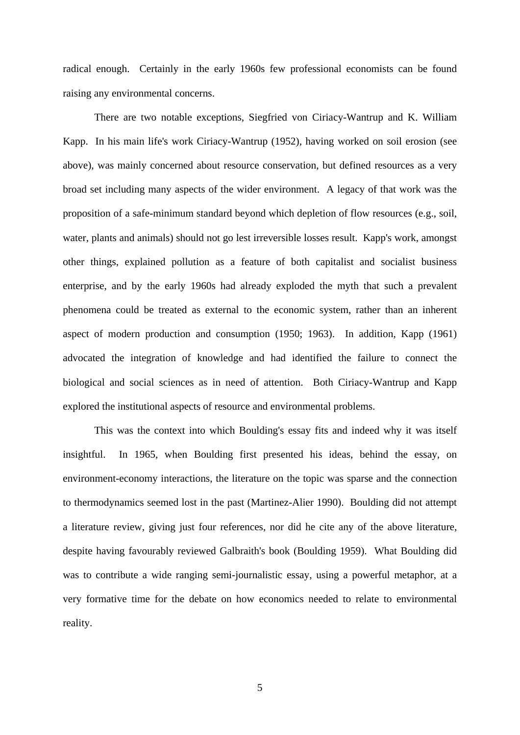radical enough. Certainly in the early 1960s few professional economists can be found raising any environmental concerns.

There are two notable exceptions, Siegfried von Ciriacy-Wantrup and K. William Kapp. In his main life's work Ciriacy-Wantrup (1952), having worked on soil erosion (see above), was mainly concerned about resource conservation, but defined resources as a very broad set including many aspects of the wider environment. A legacy of that work was the proposition of a safe-minimum standard beyond which depletion of flow resources (e.g., soil, water, plants and animals) should not go lest irreversible losses result. Kapp's work, amongst other things, explained pollution as a feature of both capitalist and socialist business enterprise, and by the early 1960s had already exploded the myth that such a prevalent phenomena could be treated as external to the economic system, rather than an inherent aspect of modern production and consumption (1950; 1963). In addition, Kapp (1961) advocated the integration of knowledge and had identified the failure to connect the biological and social sciences as in need of attention. Both Ciriacy-Wantrup and Kapp explored the institutional aspects of resource and environmental problems.

This was the context into which Boulding's essay fits and indeed why it was itself insightful. In 1965, when Boulding first presented his ideas, behind the essay, on environment-economy interactions, the literature on the topic was sparse and the connection to thermodynamics seemed lost in the past (Martinez-Alier 1990). Boulding did not attempt a literature review, giving just four references, nor did he cite any of the above literature, despite having favourably reviewed Galbraith's book (Boulding 1959). What Boulding did was to contribute a wide ranging semi-journalistic essay, using a powerful metaphor, at a very formative time for the debate on how economics needed to relate to environmental reality.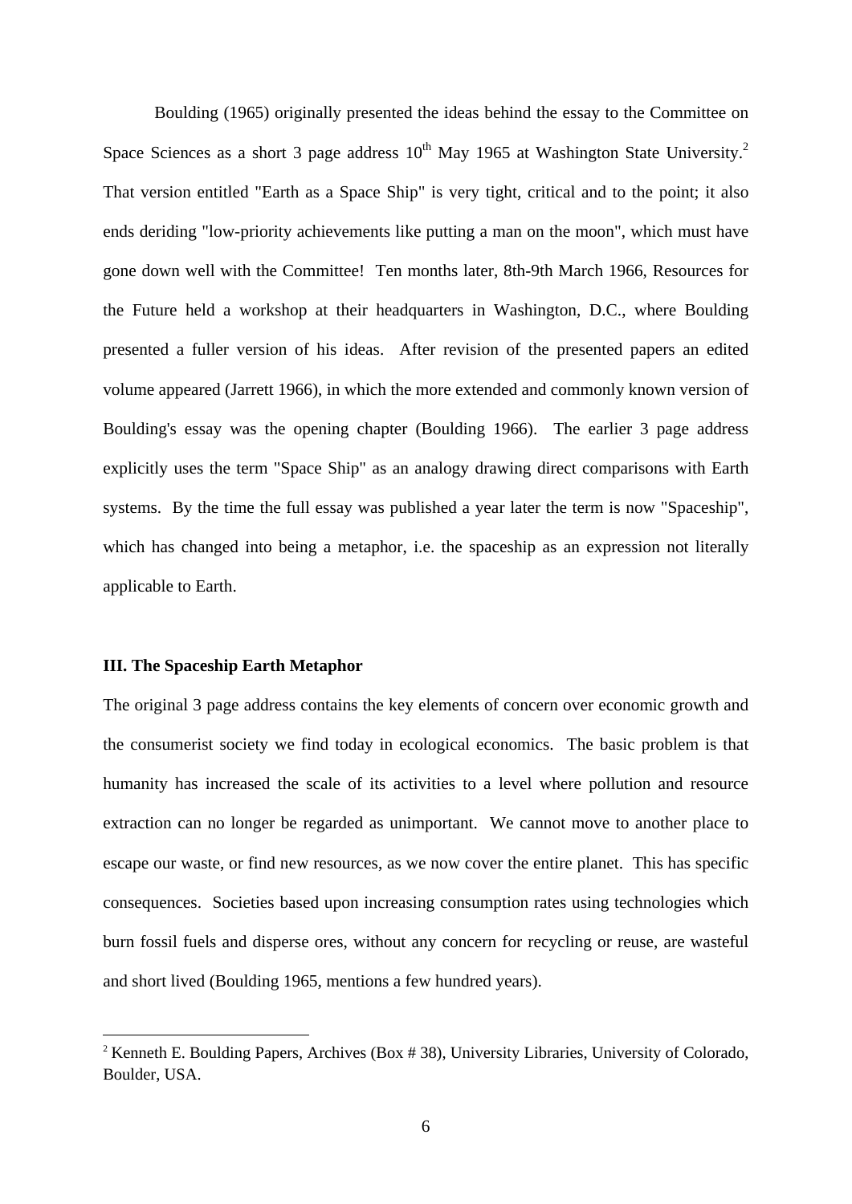Boulding (1965) originally presented the ideas behind the essay to the Committee on Space Sciences as a short 3 page address 10$^{th}$ May 1965 at Washington State University.[2] That version entitled "Earth as a Space Ship" is very tight, critical and to the point; it also ends deriding "low-priority achievements like putting a man on the moon", which must have gone down well with the Committee! Ten months later, 8th-9th March 1966, Resources for the Future held a workshop at their headquarters in Washington, D.C., where Boulding presented a fuller version of his ideas. After revision of the presented papers an edited volume appeared (Jarrett 1966), in which the more extended and commonly known version of Boulding's essay was the opening chapter (Boulding 1966). The earlier 3 page address explicitly uses the term "Space Ship" as an analogy drawing direct comparisons with Earth systems. By the time the full essay was published a year later the term is now "Spaceship", which has changed into being a metaphor, i.e. the spaceship as an expression not literally applicable to Earth.

### III. The Spaceship Earth Metaphor

The original 3 page address contains the key elements of concern over economic growth and the consumerist society we find today in ecological economics. The basic problem is that humanity has increased the scale of its activities to a level where pollution and resource extraction can no longer be regarded as unimportant. We cannot move to another place to escape our waste, or find new resources, as we now cover the entire planet. This has specific consequences. Societies based upon increasing consumption rates using technologies which burn fossil fuels and disperse ores, without any concern for recycling or reuse, are wasteful and short lived (Boulding 1965, mentions a few hundred years).

[2] Kenneth E. Boulding Papers, Archives (Box # 38), University Libraries, University of Colorado, Boulder, USA.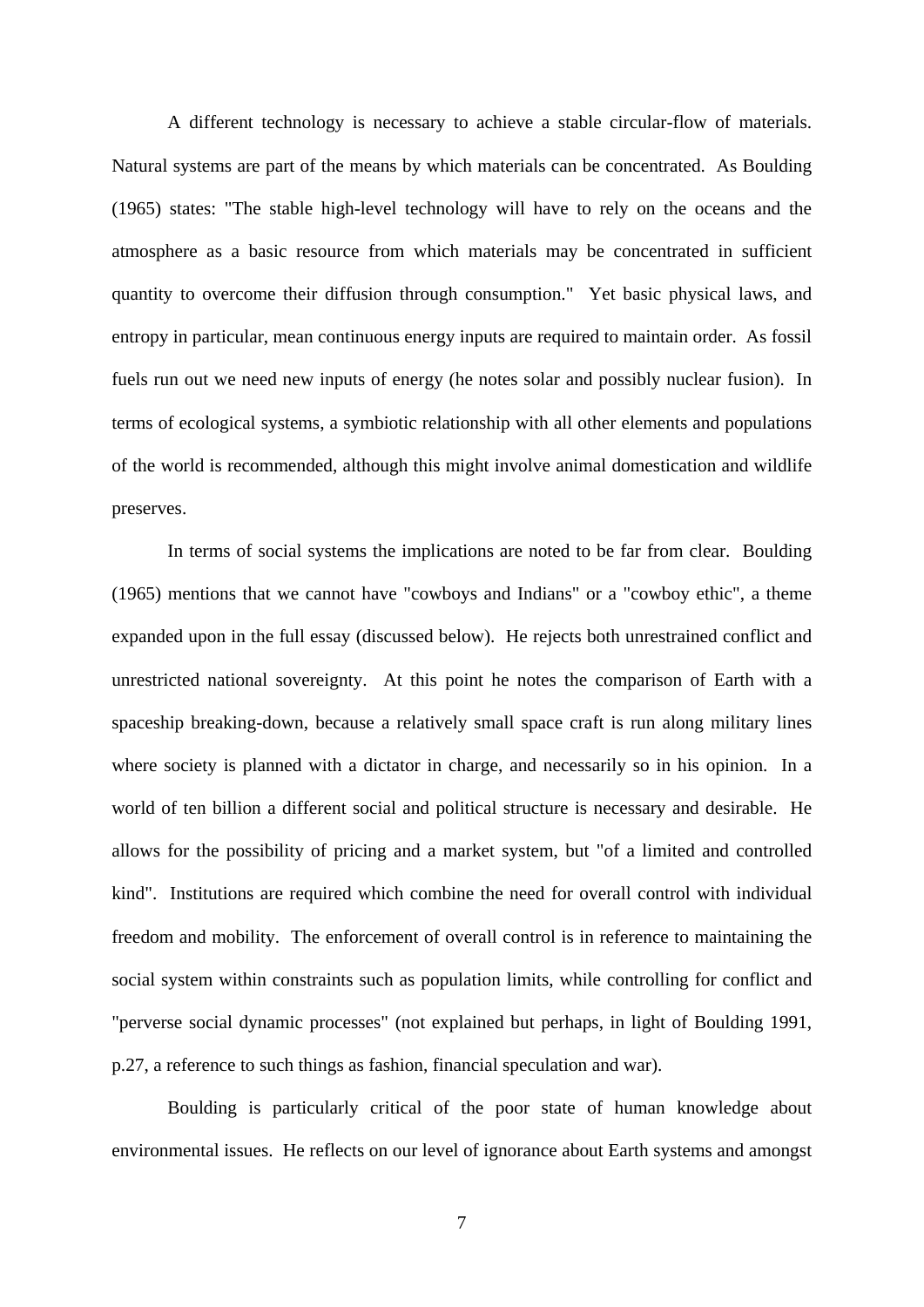A different technology is necessary to achieve a stable circular-flow of materials. Natural systems are part of the means by which materials can be concentrated. As Boulding (1965) states: "The stable high-level technology will have to rely on the oceans and the atmosphere as a basic resource from which materials may be concentrated in sufficient quantity to overcome their diffusion through consumption." Yet basic physical laws, and entropy in particular, mean continuous energy inputs are required to maintain order. As fossil fuels run out we need new inputs of energy (he notes solar and possibly nuclear fusion). In terms of ecological systems, a symbiotic relationship with all other elements and populations of the world is recommended, although this might involve animal domestication and wildlife preserves.

In terms of social systems the implications are noted to be far from clear. Boulding (1965) mentions that we cannot have "cowboys and Indians" or a "cowboy ethic", a theme expanded upon in the full essay (discussed below). He rejects both unrestrained conflict and unrestricted national sovereignty. At this point he notes the comparison of Earth with a spaceship breaking-down, because a relatively small space craft is run along military lines where society is planned with a dictator in charge, and necessarily so in his opinion. In a world of ten billion a different social and political structure is necessary and desirable. He allows for the possibility of pricing and a market system, but "of a limited and controlled kind". Institutions are required which combine the need for overall control with individual freedom and mobility. The enforcement of overall control is in reference to maintaining the social system within constraints such as population limits, while controlling for conflict and "perverse social dynamic processes" (not explained but perhaps, in light of Boulding 1991, p.27, a reference to such things as fashion, financial speculation and war).

Boulding is particularly critical of the poor state of human knowledge about environmental issues. He reflects on our level of ignorance about Earth systems and amongst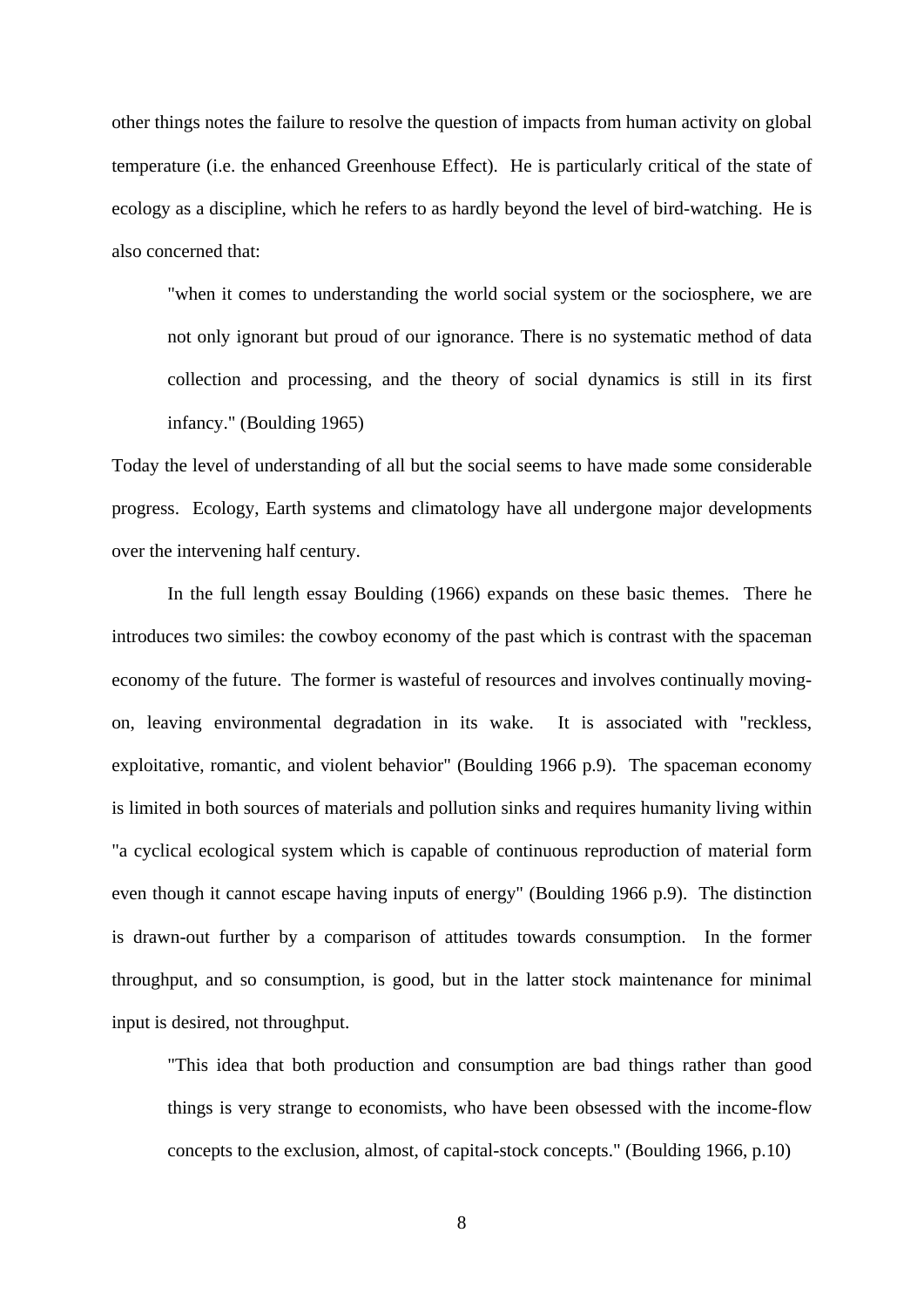other things notes the failure to resolve the question of impacts from human activity on global temperature (i.e. the enhanced Greenhouse Effect). He is particularly critical of the state of ecology as a discipline, which he refers to as hardly beyond the level of bird-watching. He is also concerned that:

> "when it comes to understanding the world social system or the sociosphere, we are not only ignorant but proud of our ignorance. There is no systematic method of data collection and processing, and the theory of social dynamics is still in its first infancy." (Boulding 1965)

Today the level of understanding of all but the social seems to have made some considerable progress. Ecology, Earth systems and climatology have all undergone major developments over the intervening half century.

In the full length essay Boulding (1966) expands on these basic themes. There he introduces two similes: the cowboy economy of the past which is contrast with the spaceman economy of the future. The former is wasteful of resources and involves continually moving-on, leaving environmental degradation in its wake. It is associated with "reckless, exploitative, romantic, and violent behavior" (Boulding 1966 p.9). The spaceman economy is limited in both sources of materials and pollution sinks and requires humanity living within "a cyclical ecological system which is capable of continuous reproduction of material form even though it cannot escape having inputs of energy" (Boulding 1966 p.9). The distinction is drawn-out further by a comparison of attitudes towards consumption. In the former throughput, and so consumption, is good, but in the latter stock maintenance for minimal input is desired, not throughput.

> "This idea that both production and consumption are bad things rather than good things is very strange to economists, who have been obsessed with the income-flow concepts to the exclusion, almost, of capital-stock concepts." (Boulding 1966, p.10)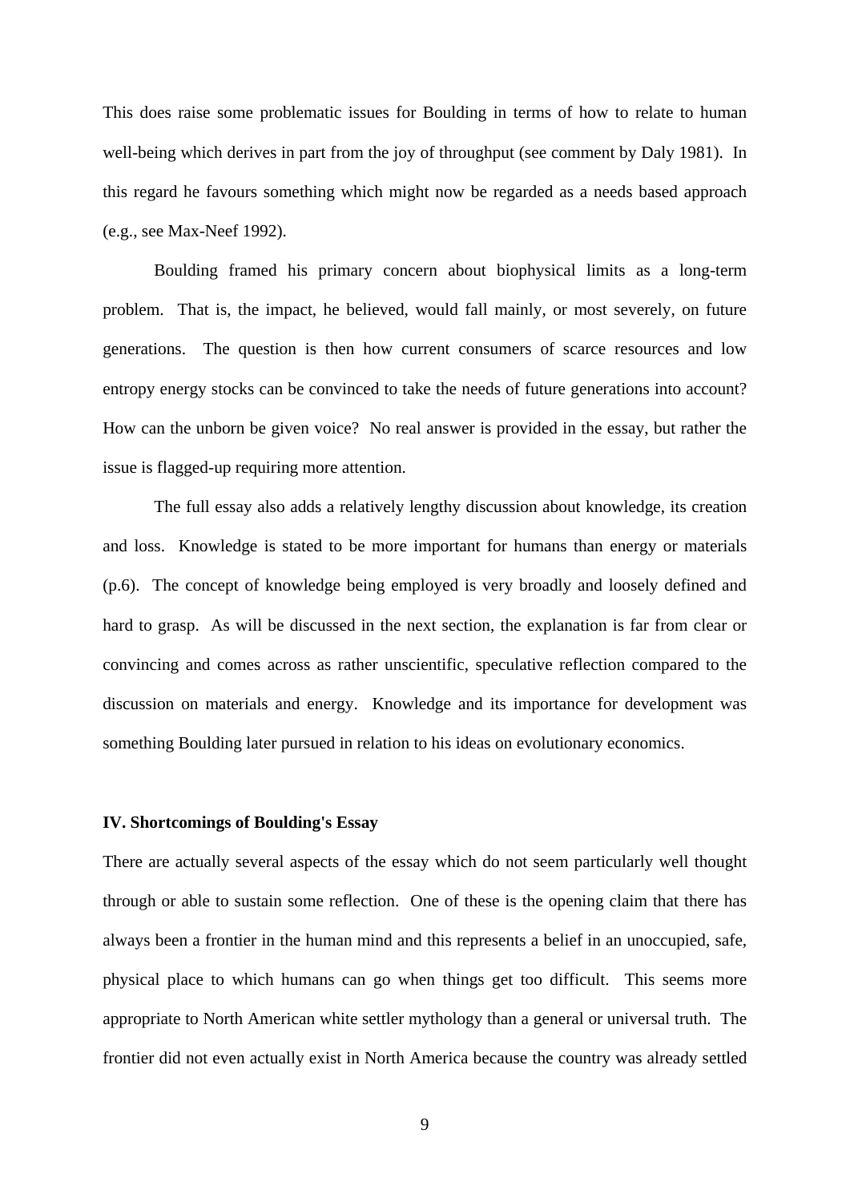This does raise some problematic issues for Boulding in terms of how to relate to human well-being which derives in part from the joy of throughput (see comment by Daly 1981). In this regard he favours something which might now be regarded as a needs based approach (e.g., see Max-Neef 1992).

Boulding framed his primary concern about biophysical limits as a long-term problem. That is, the impact, he believed, would fall mainly, or most severely, on future generations. The question is then how current consumers of scarce resources and low entropy energy stocks can be convinced to take the needs of future generations into account? How can the unborn be given voice? No real answer is provided in the essay, but rather the issue is flagged-up requiring more attention.

The full essay also adds a relatively lengthy discussion about knowledge, its creation and loss. Knowledge is stated to be more important for humans than energy or materials (p.6). The concept of knowledge being employed is very broadly and loosely defined and hard to grasp. As will be discussed in the next section, the explanation is far from clear or convincing and comes across as rather unscientific, speculative reflection compared to the discussion on materials and energy. Knowledge and its importance for development was something Boulding later pursued in relation to his ideas on evolutionary economics.

## IV. Shortcomings of Boulding's Essay

There are actually several aspects of the essay which do not seem particularly well thought through or able to sustain some reflection. One of these is the opening claim that there has always been a frontier in the human mind and this represents a belief in an unoccupied, safe, physical place to which humans can go when things get too difficult. This seems more appropriate to North American white settler mythology than a general or universal truth. The frontier did not even actually exist in North America because the country was already settled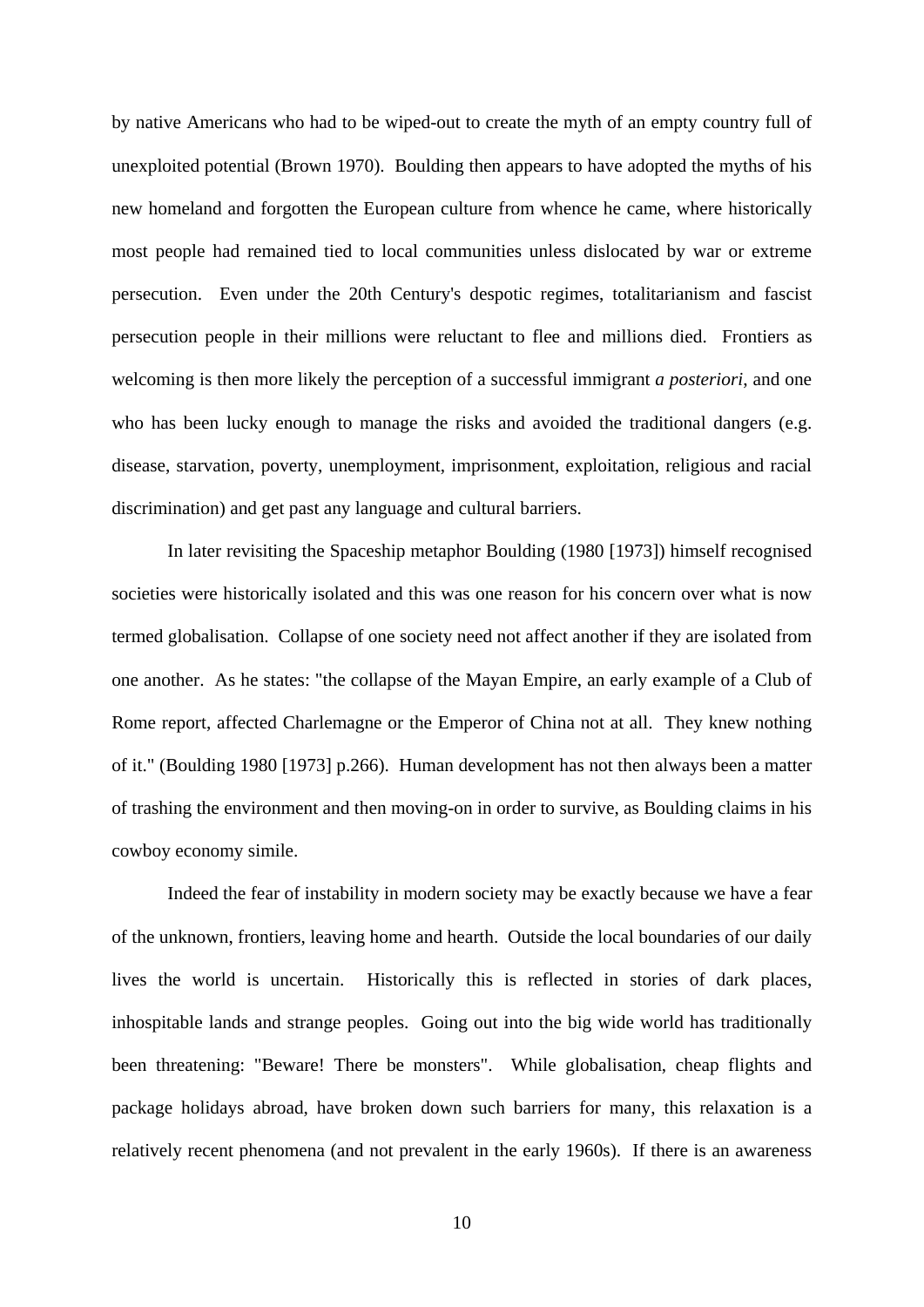by native Americans who had to be wiped-out to create the myth of an empty country full of unexploited potential (Brown 1970). Boulding then appears to have adopted the myths of his new homeland and forgotten the European culture from whence he came, where historically most people had remained tied to local communities unless dislocated by war or extreme persecution. Even under the 20th Century's despotic regimes, totalitarianism and fascist persecution people in their millions were reluctant to flee and millions died. Frontiers as welcoming is then more likely the perception of a successful immigrant *a posteriori*, and one who has been lucky enough to manage the risks and avoided the traditional dangers (e.g. disease, starvation, poverty, unemployment, imprisonment, exploitation, religious and racial discrimination) and get past any language and cultural barriers.

In later revisiting the Spaceship metaphor Boulding (1980 [1973]) himself recognised societies were historically isolated and this was one reason for his concern over what is now termed globalisation. Collapse of one society need not affect another if they are isolated from one another. As he states: "the collapse of the Mayan Empire, an early example of a Club of Rome report, affected Charlemagne or the Emperor of China not at all. They knew nothing of it." (Boulding 1980 [1973] p.266). Human development has not then always been a matter of trashing the environment and then moving-on in order to survive, as Boulding claims in his cowboy economy simile.

Indeed the fear of instability in modern society may be exactly because we have a fear of the unknown, frontiers, leaving home and hearth. Outside the local boundaries of our daily lives the world is uncertain. Historically this is reflected in stories of dark places, inhospitable lands and strange peoples. Going out into the big wide world has traditionally been threatening: "Beware! There be monsters". While globalisation, cheap flights and package holidays abroad, have broken down such barriers for many, this relaxation is a relatively recent phenomena (and not prevalent in the early 1960s). If there is an awareness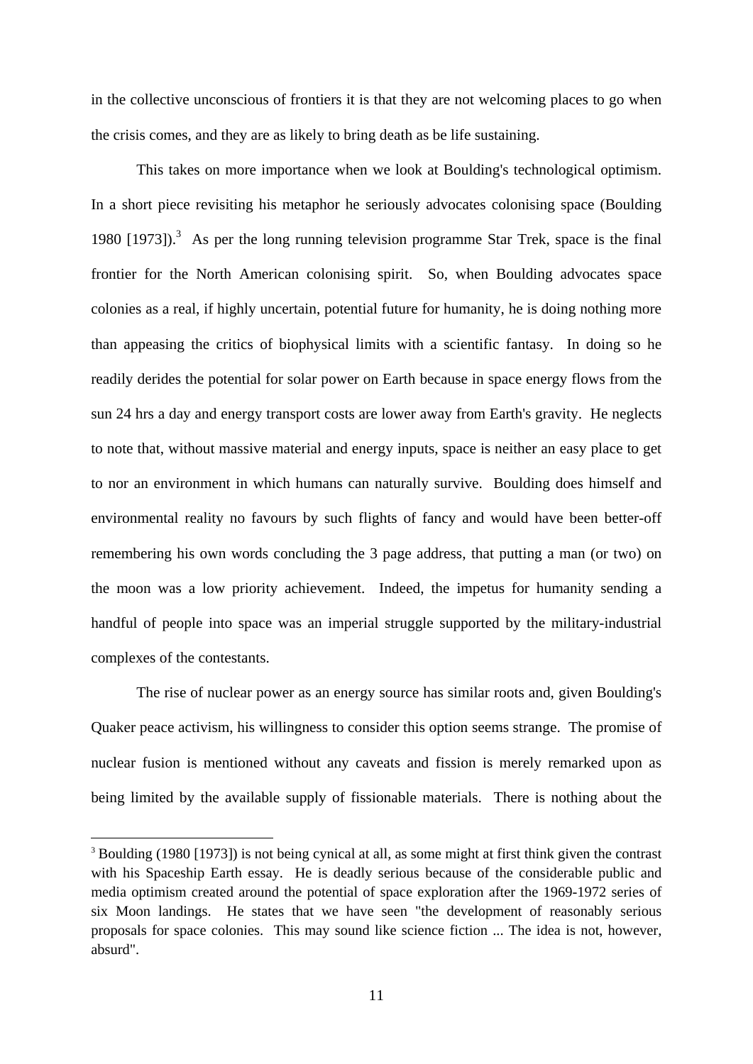in the collective unconscious of frontiers it is that they are not welcoming places to go when the crisis comes, and they are as likely to bring death as be life sustaining.

This takes on more importance when we look at Boulding's technological optimism. In a short piece revisiting his metaphor he seriously advocates colonising space (Boulding 1980 [1973]).[3] As per the long running television programme Star Trek, space is the final frontier for the North American colonising spirit. So, when Boulding advocates space colonies as a real, if highly uncertain, potential future for humanity, he is doing nothing more than appeasing the critics of biophysical limits with a scientific fantasy. In doing so he readily derides the potential for solar power on Earth because in space energy flows from the sun 24 hrs a day and energy transport costs are lower away from Earth's gravity. He neglects to note that, without massive material and energy inputs, space is neither an easy place to get to nor an environment in which humans can naturally survive. Boulding does himself and environmental reality no favours by such flights of fancy and would have been better-off remembering his own words concluding the 3 page address, that putting a man (or two) on the moon was a low priority achievement. Indeed, the impetus for humanity sending a handful of people into space was an imperial struggle supported by the military-industrial complexes of the contestants.

The rise of nuclear power as an energy source has similar roots and, given Boulding's Quaker peace activism, his willingness to consider this option seems strange. The promise of nuclear fusion is mentioned without any caveats and fission is merely remarked upon as being limited by the available supply of fissionable materials. There is nothing about the

[3] Boulding (1980 [1973]) is not being cynical at all, as some might at first think given the contrast with his Spaceship Earth essay. He is deadly serious because of the considerable public and media optimism created around the potential of space exploration after the 1969-1972 series of six Moon landings. He states that we have seen "the development of reasonably serious proposals for space colonies. This may sound like science fiction ... The idea is not, however, absurd".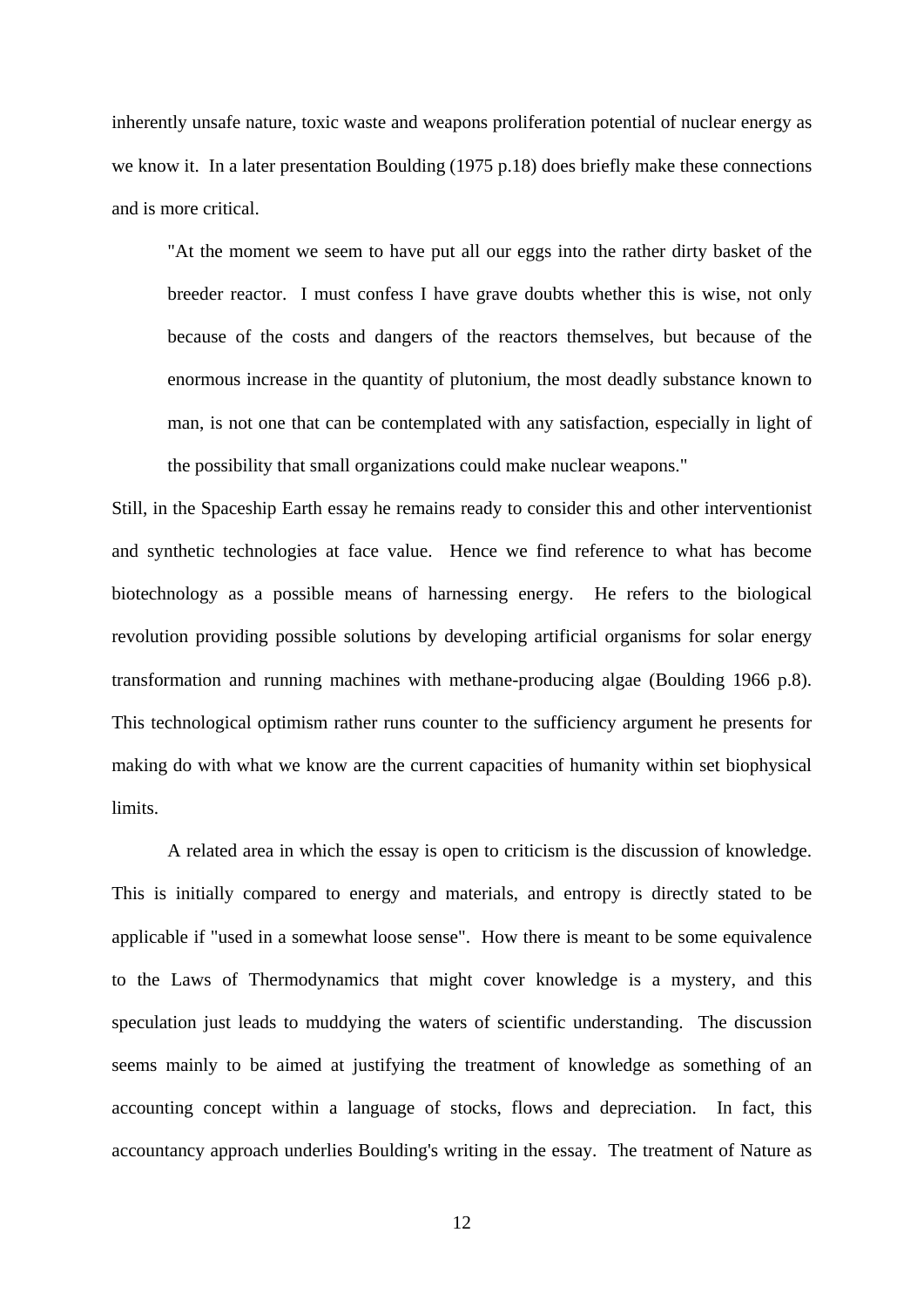inherently unsafe nature, toxic waste and weapons proliferation potential of nuclear energy as we know it. In a later presentation Boulding (1975 p.18) does briefly make these connections and is more critical.

> "At the moment we seem to have put all our eggs into the rather dirty basket of the breeder reactor. I must confess I have grave doubts whether this is wise, not only because of the costs and dangers of the reactors themselves, but because of the enormous increase in the quantity of plutonium, the most deadly substance known to man, is not one that can be contemplated with any satisfaction, especially in light of the possibility that small organizations could make nuclear weapons."

Still, in the Spaceship Earth essay he remains ready to consider this and other interventionist and synthetic technologies at face value. Hence we find reference to what has become biotechnology as a possible means of harnessing energy. He refers to the biological revolution providing possible solutions by developing artificial organisms for solar energy transformation and running machines with methane-producing algae (Boulding 1966 p.8). This technological optimism rather runs counter to the sufficiency argument he presents for making do with what we know are the current capacities of humanity within set biophysical limits.

A related area in which the essay is open to criticism is the discussion of knowledge. This is initially compared to energy and materials, and entropy is directly stated to be applicable if "used in a somewhat loose sense". How there is meant to be some equivalence to the Laws of Thermodynamics that might cover knowledge is a mystery, and this speculation just leads to muddying the waters of scientific understanding. The discussion seems mainly to be aimed at justifying the treatment of knowledge as something of an accounting concept within a language of stocks, flows and depreciation. In fact, this accountancy approach underlies Boulding's writing in the essay. The treatment of Nature as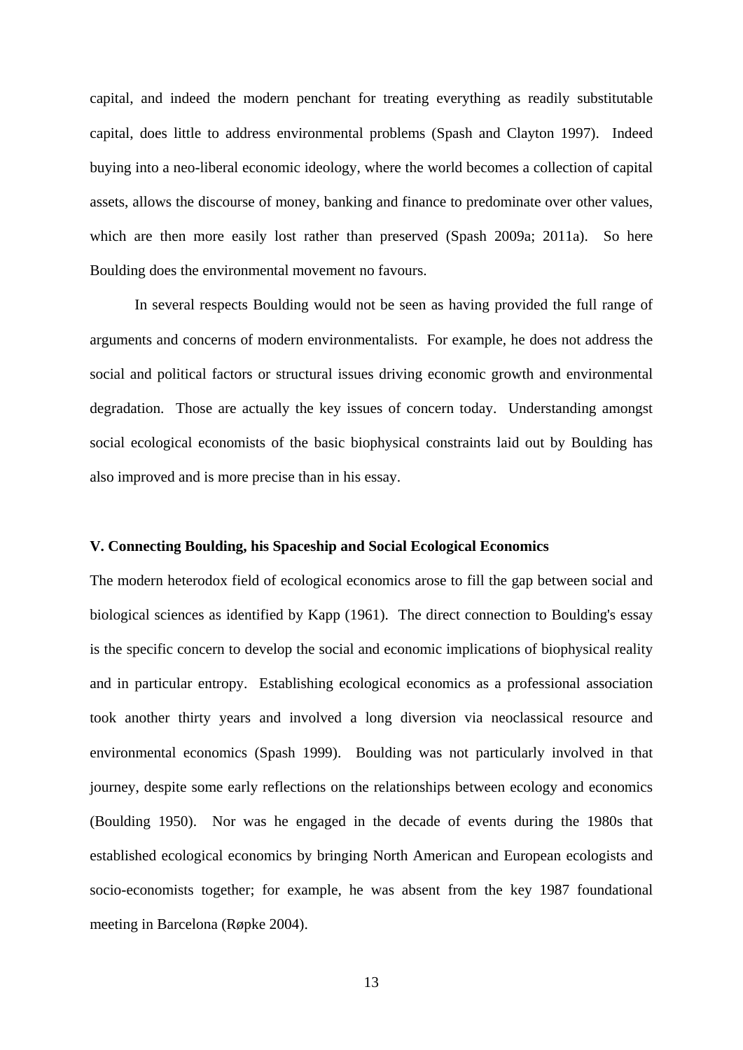capital, and indeed the modern penchant for treating everything as readily substitutable capital, does little to address environmental problems (Spash and Clayton 1997). Indeed buying into a neo-liberal economic ideology, where the world becomes a collection of capital assets, allows the discourse of money, banking and finance to predominate over other values, which are then more easily lost rather than preserved (Spash 2009a; 2011a). So here Boulding does the environmental movement no favours.

In several respects Boulding would not be seen as having provided the full range of arguments and concerns of modern environmentalists. For example, he does not address the social and political factors or structural issues driving economic growth and environmental degradation. Those are actually the key issues of concern today. Understanding amongst social ecological economists of the basic biophysical constraints laid out by Boulding has also improved and is more precise than in his essay.

## V. Connecting Boulding, his Spaceship and Social Ecological Economics

The modern heterodox field of ecological economics arose to fill the gap between social and biological sciences as identified by Kapp (1961). The direct connection to Boulding's essay is the specific concern to develop the social and economic implications of biophysical reality and in particular entropy. Establishing ecological economics as a professional association took another thirty years and involved a long diversion via neoclassical resource and environmental economics (Spash 1999). Boulding was not particularly involved in that journey, despite some early reflections on the relationships between ecology and economics (Boulding 1950). Nor was he engaged in the decade of events during the 1980s that established ecological economics by bringing North American and European ecologists and socio-economists together; for example, he was absent from the key 1987 foundational meeting in Barcelona (Røpke 2004).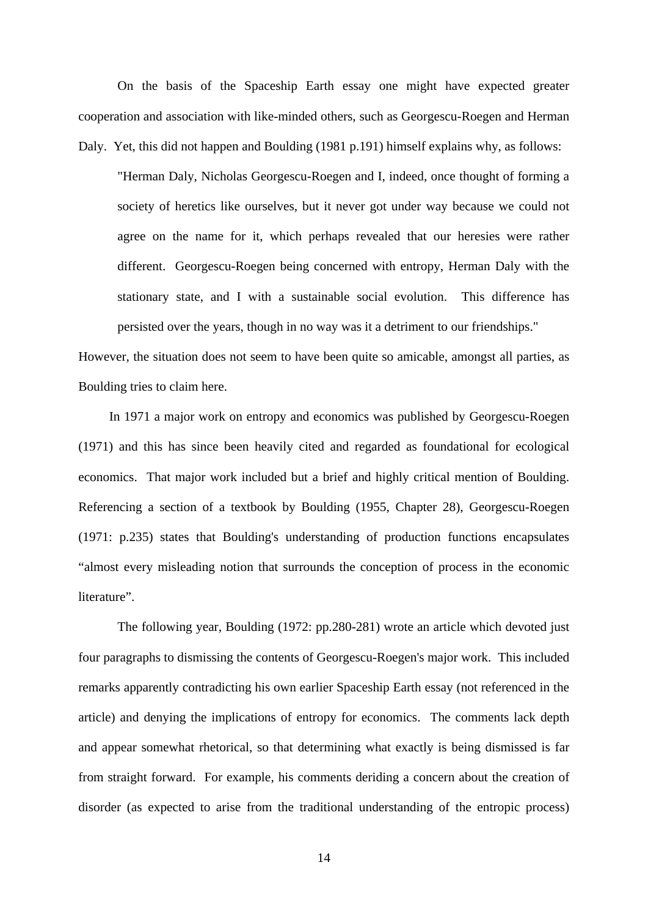On the basis of the Spaceship Earth essay one might have expected greater cooperation and association with like-minded others, such as Georgescu-Roegen and Herman Daly. Yet, this did not happen and Boulding (1981 p.191) himself explains why, as follows:

> "Herman Daly, Nicholas Georgescu-Roegen and I, indeed, once thought of forming a society of heretics like ourselves, but it never got under way because we could not agree on the name for it, which perhaps revealed that our heresies were rather different. Georgescu-Roegen being concerned with entropy, Herman Daly with the stationary state, and I with a sustainable social evolution. This difference has persisted over the years, though in no way was it a detriment to our friendships."

However, the situation does not seem to have been quite so amicable, amongst all parties, as Boulding tries to claim here.

In 1971 a major work on entropy and economics was published by Georgescu-Roegen (1971) and this has since been heavily cited and regarded as foundational for ecological economics. That major work included but a brief and highly critical mention of Boulding. Referencing a section of a textbook by Boulding (1955, Chapter 28), Georgescu-Roegen (1971: p.235) states that Boulding's understanding of production functions encapsulates “almost every misleading notion that surrounds the conception of process in the economic literature”.

The following year, Boulding (1972: pp.280-281) wrote an article which devoted just four paragraphs to dismissing the contents of Georgescu-Roegen's major work. This included remarks apparently contradicting his own earlier Spaceship Earth essay (not referenced in the article) and denying the implications of entropy for economics. The comments lack depth and appear somewhat rhetorical, so that determining what exactly is being dismissed is far from straight forward. For example, his comments deriding a concern about the creation of disorder (as expected to arise from the traditional understanding of the entropic process)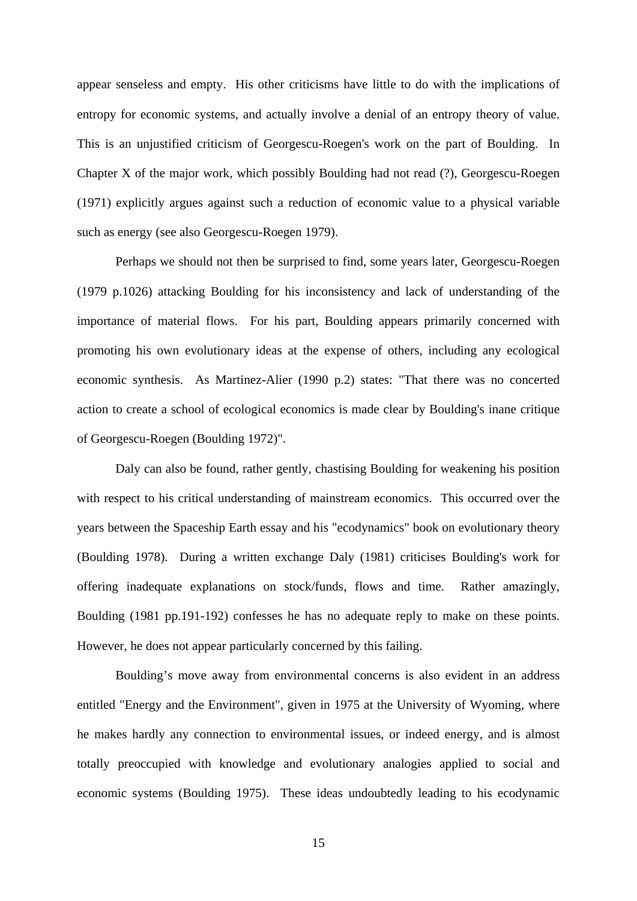appear senseless and empty. His other criticisms have little to do with the implications of entropy for economic systems, and actually involve a denial of an entropy theory of value. This is an unjustified criticism of Georgescu-Roegen's work on the part of Boulding. In Chapter X of the major work, which possibly Boulding had not read (?), Georgescu-Roegen (1971) explicitly argues against such a reduction of economic value to a physical variable such as energy (see also Georgescu-Roegen 1979).

Perhaps we should not then be surprised to find, some years later, Georgescu-Roegen (1979 p.1026) attacking Boulding for his inconsistency and lack of understanding of the importance of material flows. For his part, Boulding appears primarily concerned with promoting his own evolutionary ideas at the expense of others, including any ecological economic synthesis. As Martinez-Alier (1990 p.2) states: "That there was no concerted action to create a school of ecological economics is made clear by Boulding's inane critique of Georgescu-Roegen (Boulding 1972)".

Daly can also be found, rather gently, chastising Boulding for weakening his position with respect to his critical understanding of mainstream economics. This occurred over the years between the Spaceship Earth essay and his "ecodynamics" book on evolutionary theory (Boulding 1978). During a written exchange Daly (1981) criticises Boulding's work for offering inadequate explanations on stock/funds, flows and time. Rather amazingly, Boulding (1981 pp.191-192) confesses he has no adequate reply to make on these points. However, he does not appear particularly concerned by this failing.

Boulding's move away from environmental concerns is also evident in an address entitled "Energy and the Environment", given in 1975 at the University of Wyoming, where he makes hardly any connection to environmental issues, or indeed energy, and is almost totally preoccupied with knowledge and evolutionary analogies applied to social and economic systems (Boulding 1975). These ideas undoubtedly leading to his ecodynamic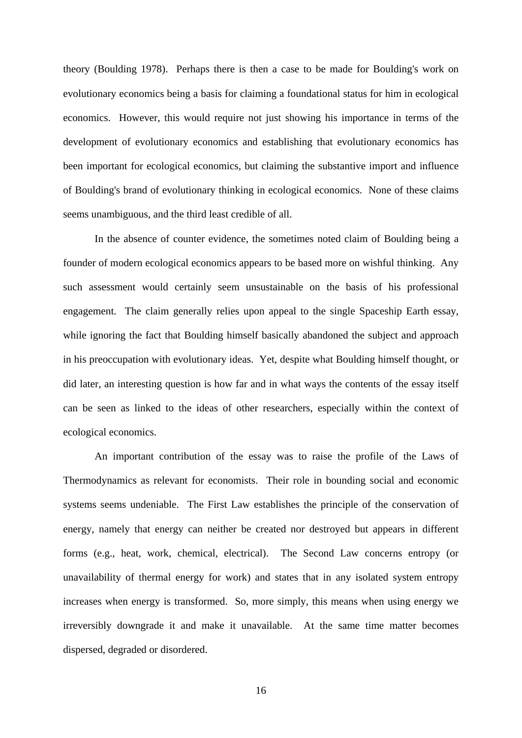theory (Boulding 1978). Perhaps there is then a case to be made for Boulding's work on evolutionary economics being a basis for claiming a foundational status for him in ecological economics. However, this would require not just showing his importance in terms of the development of evolutionary economics and establishing that evolutionary economics has been important for ecological economics, but claiming the substantive import and influence of Boulding's brand of evolutionary thinking in ecological economics. None of these claims seems unambiguous, and the third least credible of all.

In the absence of counter evidence, the sometimes noted claim of Boulding being a founder of modern ecological economics appears to be based more on wishful thinking. Any such assessment would certainly seem unsustainable on the basis of his professional engagement. The claim generally relies upon appeal to the single Spaceship Earth essay, while ignoring the fact that Boulding himself basically abandoned the subject and approach in his preoccupation with evolutionary ideas. Yet, despite what Boulding himself thought, or did later, an interesting question is how far and in what ways the contents of the essay itself can be seen as linked to the ideas of other researchers, especially within the context of ecological economics.

An important contribution of the essay was to raise the profile of the Laws of Thermodynamics as relevant for economists. Their role in bounding social and economic systems seems undeniable. The First Law establishes the principle of the conservation of energy, namely that energy can neither be created nor destroyed but appears in different forms (e.g., heat, work, chemical, electrical). The Second Law concerns entropy (or unavailability of thermal energy for work) and states that in any isolated system entropy increases when energy is transformed. So, more simply, this means when using energy we irreversibly downgrade it and make it unavailable. At the same time matter becomes dispersed, degraded or disordered.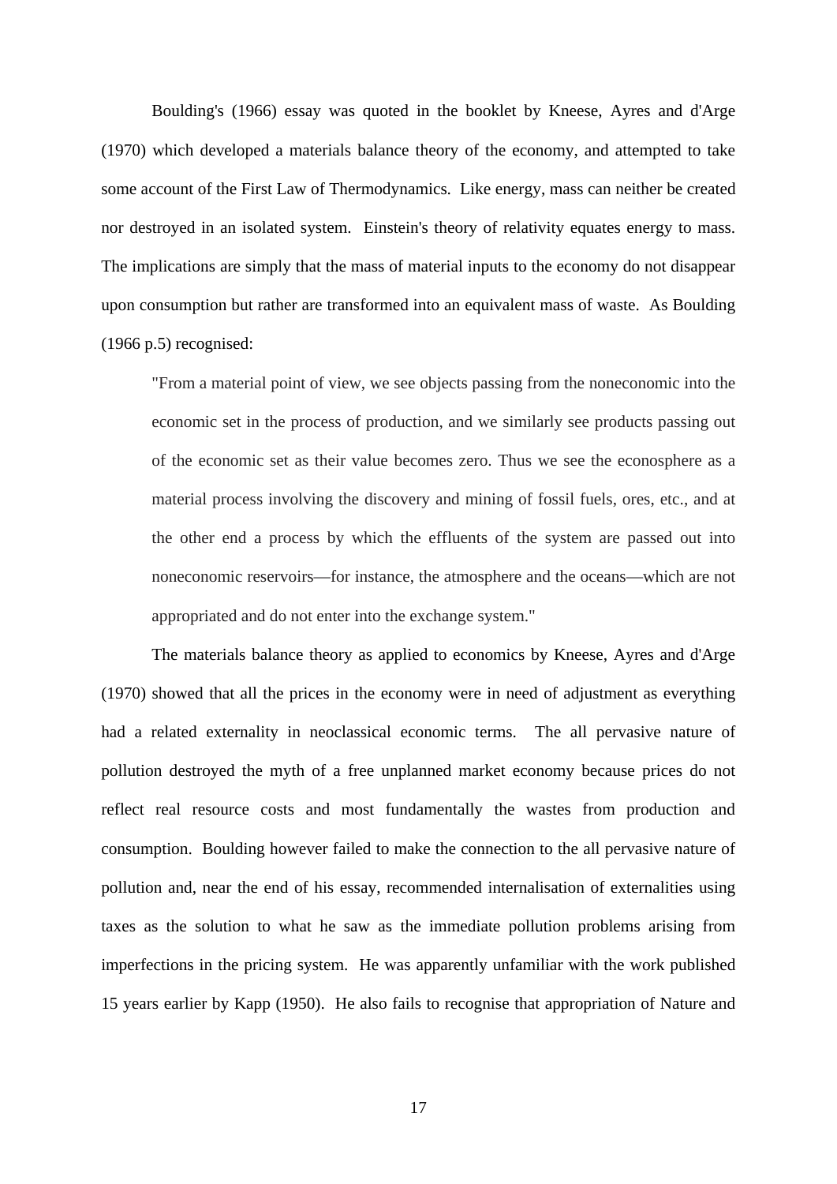Boulding's (1966) essay was quoted in the booklet by Kneese, Ayres and d'Arge (1970) which developed a materials balance theory of the economy, and attempted to take some account of the First Law of Thermodynamics. Like energy, mass can neither be created nor destroyed in an isolated system. Einstein's theory of relativity equates energy to mass. The implications are simply that the mass of material inputs to the economy do not disappear upon consumption but rather are transformed into an equivalent mass of waste. As Boulding (1966 p.5) recognised:

> "From a material point of view, we see objects passing from the noneconomic into the economic set in the process of production, and we similarly see products passing out of the economic set as their value becomes zero. Thus we see the econosphere as a material process involving the discovery and mining of fossil fuels, ores, etc., and at the other end a process by which the effluents of the system are passed out into noneconomic reservoirs—for instance, the atmosphere and the oceans—which are not appropriated and do not enter into the exchange system."

The materials balance theory as applied to economics by Kneese, Ayres and d'Arge (1970) showed that all the prices in the economy were in need of adjustment as everything had a related externality in neoclassical economic terms. The all pervasive nature of pollution destroyed the myth of a free unplanned market economy because prices do not reflect real resource costs and most fundamentally the wastes from production and consumption. Boulding however failed to make the connection to the all pervasive nature of pollution and, near the end of his essay, recommended internalisation of externalities using taxes as the solution to what he saw as the immediate pollution problems arising from imperfections in the pricing system. He was apparently unfamiliar with the work published 15 years earlier by Kapp (1950). He also fails to recognise that appropriation of Nature and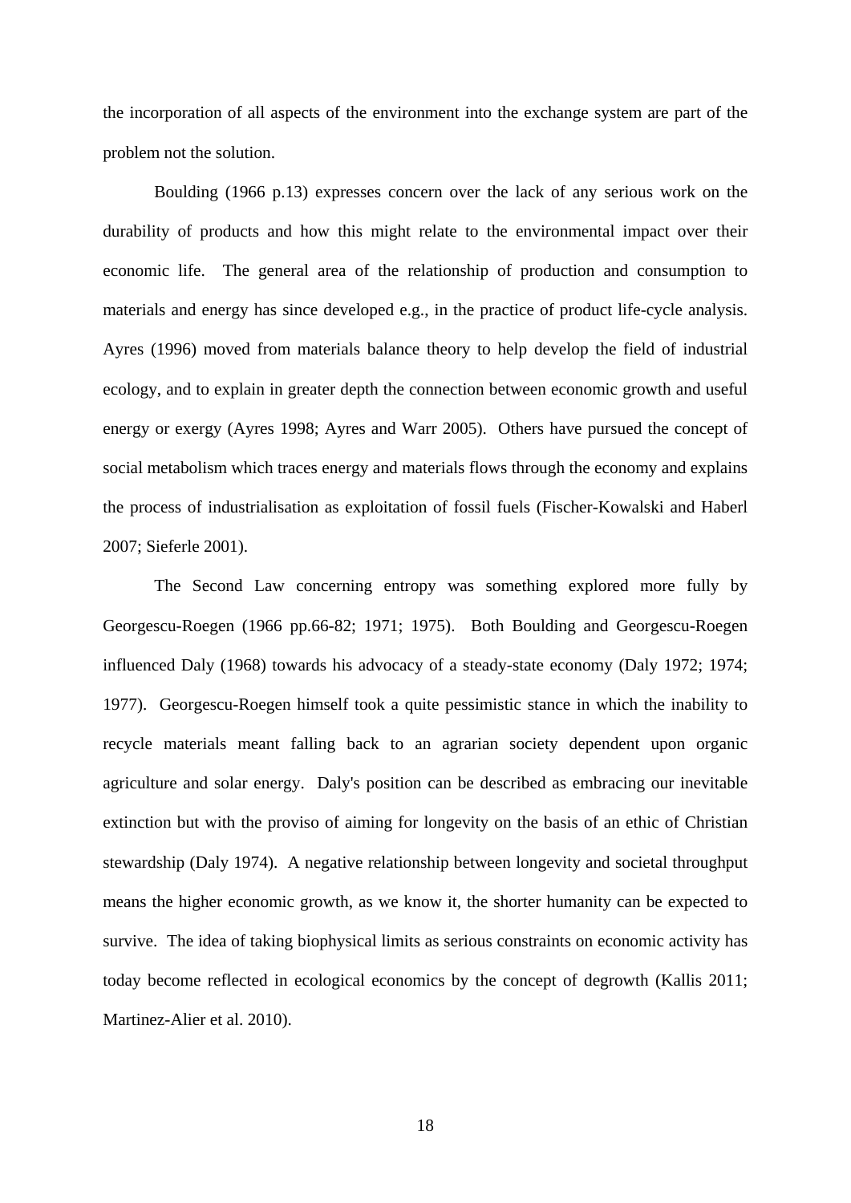the incorporation of all aspects of the environment into the exchange system are part of the problem not the solution.

Boulding (1966 p.13) expresses concern over the lack of any serious work on the durability of products and how this might relate to the environmental impact over their economic life. The general area of the relationship of production and consumption to materials and energy has since developed e.g., in the practice of product life-cycle analysis. Ayres (1996) moved from materials balance theory to help develop the field of industrial ecology, and to explain in greater depth the connection between economic growth and useful energy or exergy (Ayres 1998; Ayres and Warr 2005). Others have pursued the concept of social metabolism which traces energy and materials flows through the economy and explains the process of industrialisation as exploitation of fossil fuels (Fischer-Kowalski and Haberl 2007; Sieferle 2001).

The Second Law concerning entropy was something explored more fully by Georgescu-Roegen (1966 pp.66-82; 1971; 1975). Both Boulding and Georgescu-Roegen influenced Daly (1968) towards his advocacy of a steady-state economy (Daly 1972; 1974; 1977). Georgescu-Roegen himself took a quite pessimistic stance in which the inability to recycle materials meant falling back to an agrarian society dependent upon organic agriculture and solar energy. Daly's position can be described as embracing our inevitable extinction but with the proviso of aiming for longevity on the basis of an ethic of Christian stewardship (Daly 1974). A negative relationship between longevity and societal throughput means the higher economic growth, as we know it, the shorter humanity can be expected to survive. The idea of taking biophysical limits as serious constraints on economic activity has today become reflected in ecological economics by the concept of degrowth (Kallis 2011; Martinez-Alier et al. 2010).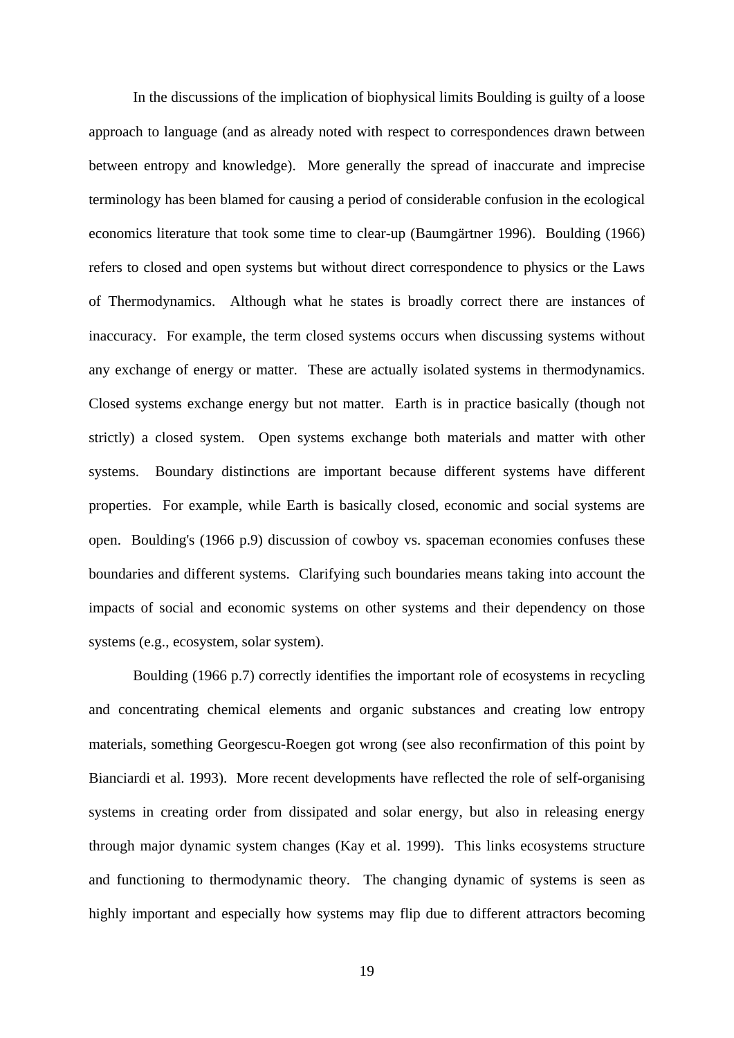In the discussions of the implication of biophysical limits Boulding is guilty of a loose approach to language (and as already noted with respect to correspondences drawn between between entropy and knowledge). More generally the spread of inaccurate and imprecise terminology has been blamed for causing a period of considerable confusion in the ecological economics literature that took some time to clear-up (Baumgärtner 1996). Boulding (1966) refers to closed and open systems but without direct correspondence to physics or the Laws of Thermodynamics. Although what he states is broadly correct there are instances of inaccuracy. For example, the term closed systems occurs when discussing systems without any exchange of energy or matter. These are actually isolated systems in thermodynamics. Closed systems exchange energy but not matter. Earth is in practice basically (though not strictly) a closed system. Open systems exchange both materials and matter with other systems. Boundary distinctions are important because different systems have different properties. For example, while Earth is basically closed, economic and social systems are open. Boulding's (1966 p.9) discussion of cowboy vs. spaceman economies confuses these boundaries and different systems. Clarifying such boundaries means taking into account the impacts of social and economic systems on other systems and their dependency on those systems (e.g., ecosystem, solar system).

Boulding (1966 p.7) correctly identifies the important role of ecosystems in recycling and concentrating chemical elements and organic substances and creating low entropy materials, something Georgescu-Roegen got wrong (see also reconfirmation of this point by Bianciardi et al. 1993). More recent developments have reflected the role of self-organising systems in creating order from dissipated and solar energy, but also in releasing energy through major dynamic system changes (Kay et al. 1999). This links ecosystems structure and functioning to thermodynamic theory. The changing dynamic of systems is seen as highly important and especially how systems may flip due to different attractors becoming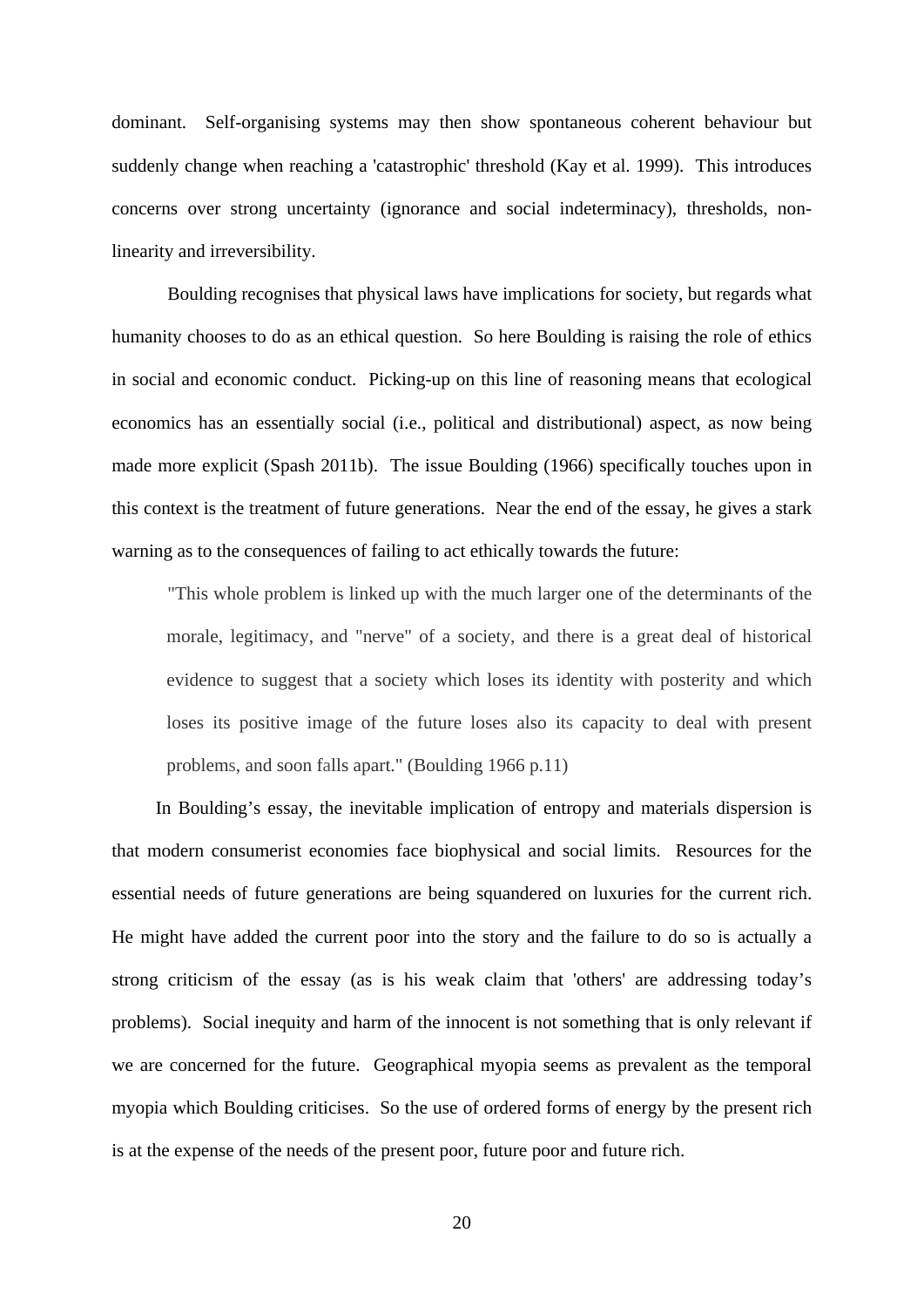dominant. Self-organising systems may then show spontaneous coherent behaviour but suddenly change when reaching a 'catastrophic' threshold (Kay et al. 1999). This introduces concerns over strong uncertainty (ignorance and social indeterminacy), thresholds, non-linearity and irreversibility.

Boulding recognises that physical laws have implications for society, but regards what humanity chooses to do as an ethical question. So here Boulding is raising the role of ethics in social and economic conduct. Picking-up on this line of reasoning means that ecological economics has an essentially social (i.e., political and distributional) aspect, as now being made more explicit (Spash 2011b). The issue Boulding (1966) specifically touches upon in this context is the treatment of future generations. Near the end of the essay, he gives a stark warning as to the consequences of failing to act ethically towards the future:

> "This whole problem is linked up with the much larger one of the determinants of the morale, legitimacy, and "nerve" of a society, and there is a great deal of historical evidence to suggest that a society which loses its identity with posterity and which loses its positive image of the future loses also its capacity to deal with present problems, and soon falls apart." (Boulding 1966 p.11)

In Boulding's essay, the inevitable implication of entropy and materials dispersion is that modern consumerist economies face biophysical and social limits. Resources for the essential needs of future generations are being squandered on luxuries for the current rich. He might have added the current poor into the story and the failure to do so is actually a strong criticism of the essay (as is his weak claim that 'others' are addressing today's problems). Social inequity and harm of the innocent is not something that is only relevant if we are concerned for the future. Geographical myopia seems as prevalent as the temporal myopia which Boulding criticises. So the use of ordered forms of energy by the present rich is at the expense of the needs of the present poor, future poor and future rich.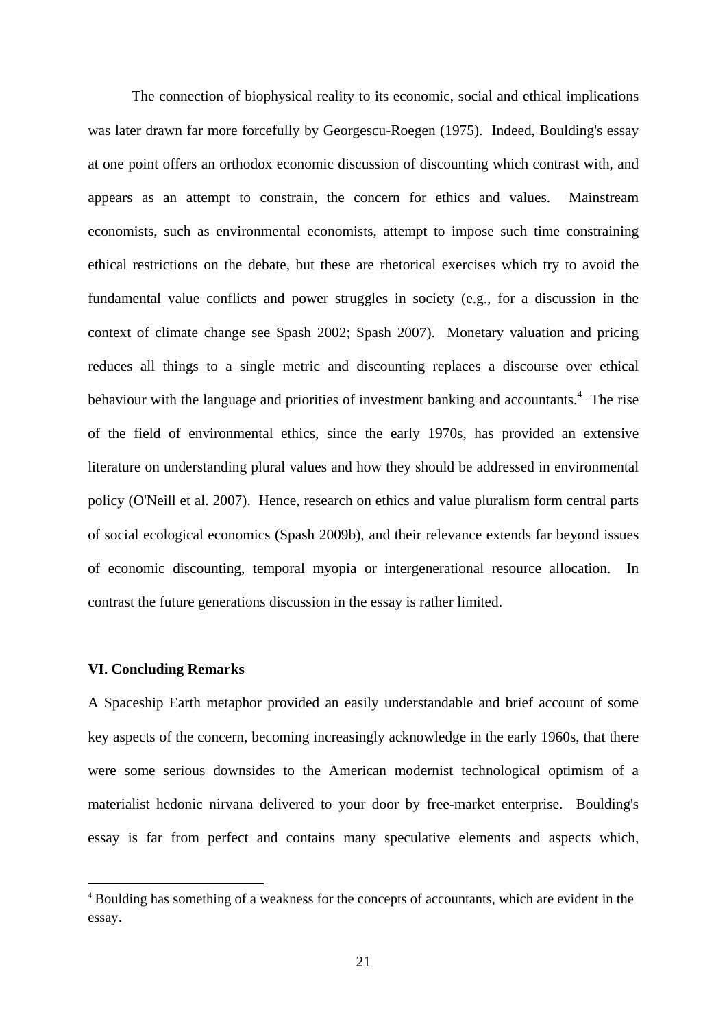The connection of biophysical reality to its economic, social and ethical implications was later drawn far more forcefully by Georgescu-Roegen (1975). Indeed, Boulding's essay at one point offers an orthodox economic discussion of discounting which contrast with, and appears as an attempt to constrain, the concern for ethics and values. Mainstream economists, such as environmental economists, attempt to impose such time constraining ethical restrictions on the debate, but these are rhetorical exercises which try to avoid the fundamental value conflicts and power struggles in society (e.g., for a discussion in the context of climate change see Spash 2002; Spash 2007). Monetary valuation and pricing reduces all things to a single metric and discounting replaces a discourse over ethical behaviour with the language and priorities of investment banking and accountants.[4] The rise of the field of environmental ethics, since the early 1970s, has provided an extensive literature on understanding plural values and how they should be addressed in environmental policy (O'Neill et al. 2007). Hence, research on ethics and value pluralism form central parts of social ecological economics (Spash 2009b), and their relevance extends far beyond issues of economic discounting, temporal myopia or intergenerational resource allocation. In contrast the future generations discussion in the essay is rather limited.

### VI. Concluding Remarks

A Spaceship Earth metaphor provided an easily understandable and brief account of some key aspects of the concern, becoming increasingly acknowledge in the early 1960s, that there were some serious downsides to the American modernist technological optimism of a materialist hedonic nirvana delivered to your door by free-market enterprise. Boulding's essay is far from perfect and contains many speculative elements and aspects which,

[4] Boulding has something of a weakness for the concepts of accountants, which are evident in the essay.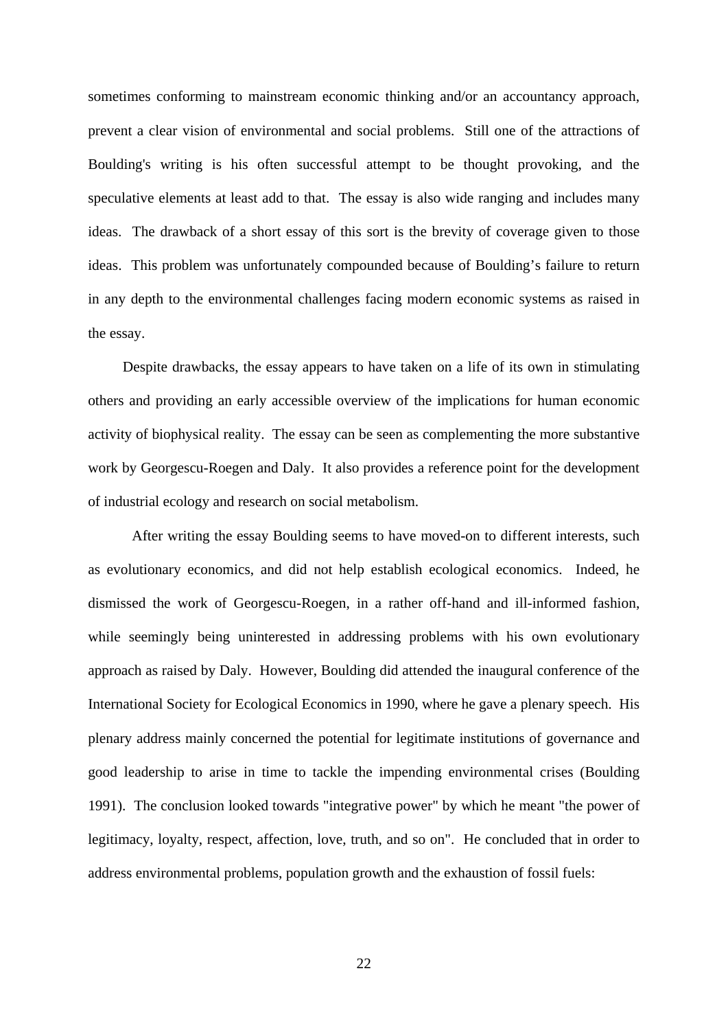sometimes conforming to mainstream economic thinking and/or an accountancy approach, prevent a clear vision of environmental and social problems. Still one of the attractions of Boulding's writing is his often successful attempt to be thought provoking, and the speculative elements at least add to that. The essay is also wide ranging and includes many ideas. The drawback of a short essay of this sort is the brevity of coverage given to those ideas. This problem was unfortunately compounded because of Boulding's failure to return in any depth to the environmental challenges facing modern economic systems as raised in the essay.

Despite drawbacks, the essay appears to have taken on a life of its own in stimulating others and providing an early accessible overview of the implications for human economic activity of biophysical reality. The essay can be seen as complementing the more substantive work by Georgescu-Roegen and Daly. It also provides a reference point for the development of industrial ecology and research on social metabolism.

After writing the essay Boulding seems to have moved-on to different interests, such as evolutionary economics, and did not help establish ecological economics. Indeed, he dismissed the work of Georgescu-Roegen, in a rather off-hand and ill-informed fashion, while seemingly being uninterested in addressing problems with his own evolutionary approach as raised by Daly. However, Boulding did attended the inaugural conference of the International Society for Ecological Economics in 1990, where he gave a plenary speech. His plenary address mainly concerned the potential for legitimate institutions of governance and good leadership to arise in time to tackle the impending environmental crises (Boulding 1991). The conclusion looked towards "integrative power" by which he meant "the power of legitimacy, loyalty, respect, affection, love, truth, and so on". He concluded that in order to address environmental problems, population growth and the exhaustion of fossil fuels: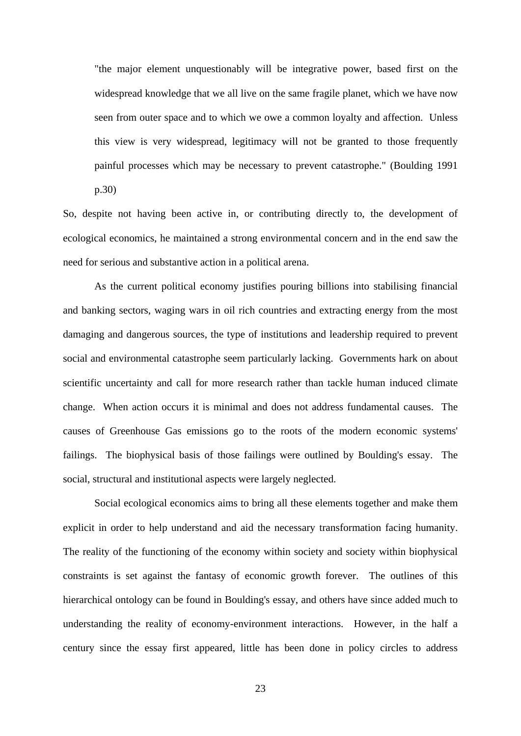> "the major element unquestionably will be integrative power, based first on the widespread knowledge that we all live on the same fragile planet, which we have now seen from outer space and to which we owe a common loyalty and affection. Unless this view is very widespread, legitimacy will not be granted to those frequently painful processes which may be necessary to prevent catastrophe." (Boulding 1991 p.30)

So, despite not having been active in, or contributing directly to, the development of ecological economics, he maintained a strong environmental concern and in the end saw the need for serious and substantive action in a political arena.

As the current political economy justifies pouring billions into stabilising financial and banking sectors, waging wars in oil rich countries and extracting energy from the most damaging and dangerous sources, the type of institutions and leadership required to prevent social and environmental catastrophe seem particularly lacking. Governments hark on about scientific uncertainty and call for more research rather than tackle human induced climate change. When action occurs it is minimal and does not address fundamental causes. The causes of Greenhouse Gas emissions go to the roots of the modern economic systems' failings. The biophysical basis of those failings were outlined by Boulding's essay. The social, structural and institutional aspects were largely neglected.

Social ecological economics aims to bring all these elements together and make them explicit in order to help understand and aid the necessary transformation facing humanity. The reality of the functioning of the economy within society and society within biophysical constraints is set against the fantasy of economic growth forever. The outlines of this hierarchical ontology can be found in Boulding's essay, and others have since added much to understanding the reality of economy-environment interactions. However, in the half a century since the essay first appeared, little has been done in policy circles to address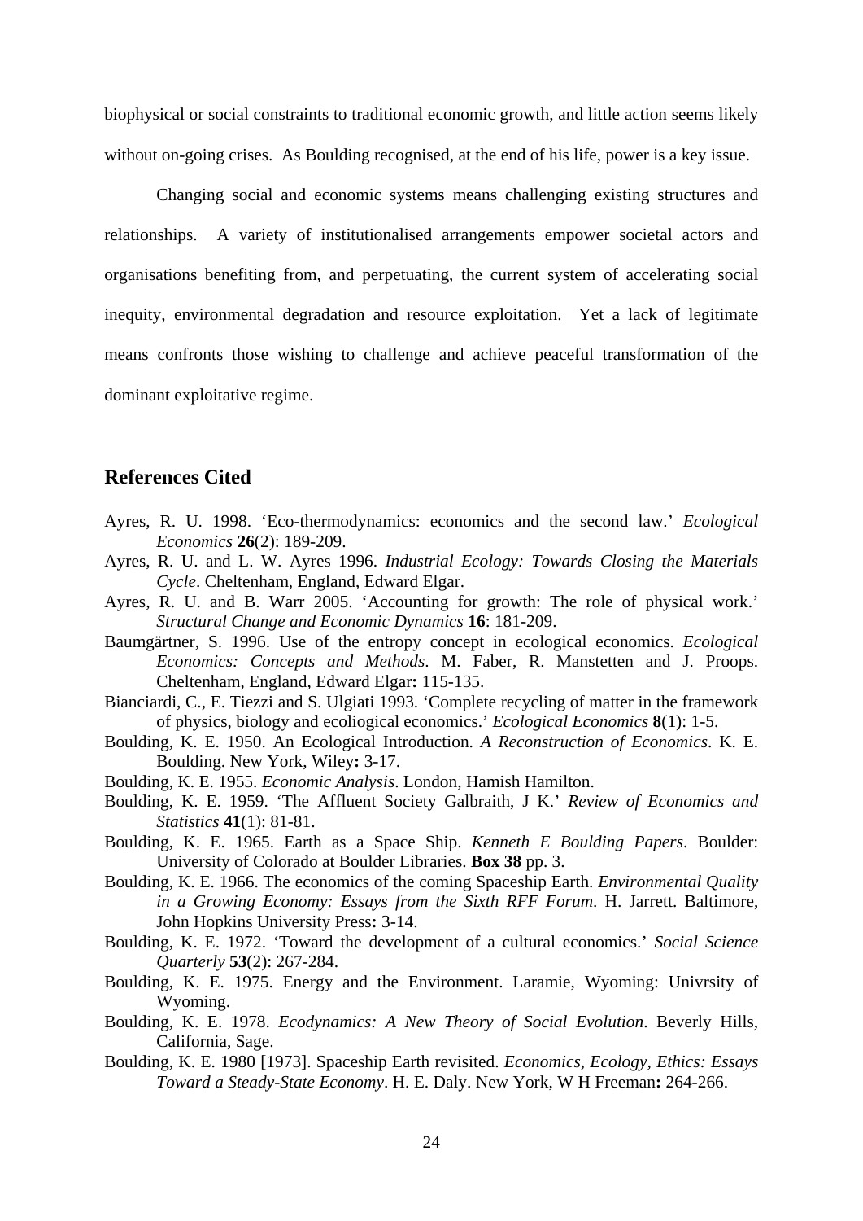biophysical or social constraints to traditional economic growth, and little action seems likely without on-going crises. As Boulding recognised, at the end of his life, power is a key issue.

Changing social and economic systems means challenging existing structures and relationships. A variety of institutionalised arrangements empower societal actors and organisations benefiting from, and perpetuating, the current system of accelerating social inequity, environmental degradation and resource exploitation. Yet a lack of legitimate means confronts those wishing to challenge and achieve peaceful transformation of the dominant exploitative regime.

## References Cited

Ayres, R. U. 1998. 'Eco-thermodynamics: economics and the second law.' *Ecological Economics* **26**(2): 189-209.

Ayres, R. U. and L. W. Ayres 1996. *Industrial Ecology: Towards Closing the Materials Cycle*. Cheltenham, England, Edward Elgar.

Ayres, R. U. and B. Warr 2005. 'Accounting for growth: The role of physical work.' *Structural Change and Economic Dynamics* **16**: 181-209.

Baumgärtner, S. 1996. Use of the entropy concept in ecological economics. *Ecological Economics: Concepts and Methods*. M. Faber, R. Manstetten and J. Proops. Cheltenham, England, Edward Elgar**:** 115-135.

Bianciardi, C., E. Tiezzi and S. Ulgiati 1993. 'Complete recycling of matter in the framework of physics, biology and ecoliogical economics.' *Ecological Economics* **8**(1): 1-5.

Boulding, K. E. 1950. An Ecological Introduction. *A Reconstruction of Economics*. K. E. Boulding. New York, Wiley**:** 3-17.

Boulding, K. E. 1955. *Economic Analysis*. London, Hamish Hamilton.

Boulding, K. E. 1959. 'The Affluent Society Galbraith, J K.' *Review of Economics and Statistics* **41**(1): 81-81.

Boulding, K. E. 1965. Earth as a Space Ship. *Kenneth E Boulding Papers*. Boulder: University of Colorado at Boulder Libraries. **Box 38** pp. 3.

Boulding, K. E. 1966. The economics of the coming Spaceship Earth. *Environmental Quality in a Growing Economy: Essays from the Sixth RFF Forum*. H. Jarrett. Baltimore, John Hopkins University Press**:** 3-14.

Boulding, K. E. 1972. 'Toward the development of a cultural economics.' *Social Science Quarterly* **53**(2): 267-284.

Boulding, K. E. 1975. Energy and the Environment. Laramie, Wyoming: Univrsity of Wyoming.

Boulding, K. E. 1978. *Ecodynamics: A New Theory of Social Evolution*. Beverly Hills, California, Sage.

Boulding, K. E. 1980 [1973]. Spaceship Earth revisited. *Economics, Ecology, Ethics: Essays Toward a Steady-State Economy*. H. E. Daly. New York, W H Freeman**:** 264-266.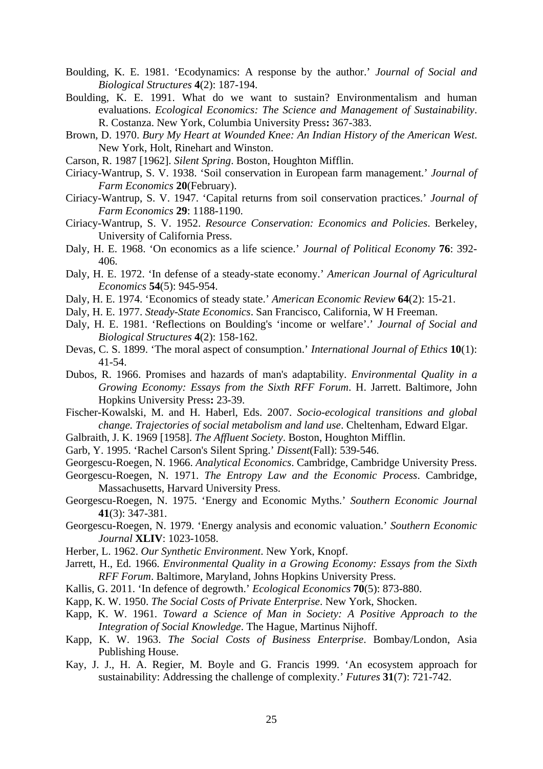Boulding, K. E. 1981. 'Ecodynamics: A response by the author.' *Journal of Social and Biological Structures* **4**(2): 187-194.

Boulding, K. E. 1991. What do we want to sustain? Environmentalism and human evaluations. *Ecological Economics: The Science and Management of Sustainability*. R. Costanza. New York, Columbia University Press**:** 367-383.

Brown, D. 1970. *Bury My Heart at Wounded Knee: An Indian History of the American West*. New York, Holt, Rinehart and Winston.

Carson, R. 1987 [1962]. *Silent Spring*. Boston, Houghton Mifflin.

Ciriacy-Wantrup, S. V. 1938. 'Soil conservation in European farm management.' *Journal of Farm Economics* **20**(February).

Ciriacy-Wantrup, S. V. 1947. 'Capital returns from soil conservation practices.' *Journal of Farm Economics* **29**: 1188-1190.

Ciriacy-Wantrup, S. V. 1952. *Resource Conservation: Economics and Policies*. Berkeley, University of California Press.

Daly, H. E. 1968. 'On economics as a life science.' *Journal of Political Economy* **76**: 392-406.

Daly, H. E. 1972. 'In defense of a steady-state economy.' *American Journal of Agricultural Economics* **54**(5): 945-954.

Daly, H. E. 1974. 'Economics of steady state.' *American Economic Review* **64**(2): 15-21.

Daly, H. E. 1977. *Steady-State Economics*. San Francisco, California, W H Freeman.

Daly, H. E. 1981. 'Reflections on Boulding's 'income or welfare'.' *Journal of Social and Biological Structures* **4**(2): 158-162.

Devas, C. S. 1899. 'The moral aspect of consumption.' *International Journal of Ethics* **10**(1): 41-54.

Dubos, R. 1966. Promises and hazards of man's adaptability. *Environmental Quality in a Growing Economy: Essays from the Sixth RFF Forum*. H. Jarrett. Baltimore, John Hopkins University Press**:** 23-39.

Fischer-Kowalski, M. and H. Haberl, Eds. 2007. *Socio-ecological transitions and global change. Trajectories of social metabolism and land use*. Cheltenham, Edward Elgar.

Galbraith, J. K. 1969 [1958]. *The Affluent Society*. Boston, Houghton Mifflin.

Garb, Y. 1995. 'Rachel Carson's Silent Spring.' *Dissent*(Fall): 539-546.

Georgescu-Roegen, N. 1966. *Analytical Economics*. Cambridge, Cambridge University Press.

Georgescu-Roegen, N. 1971. *The Entropy Law and the Economic Process*. Cambridge, Massachusetts, Harvard University Press.

Georgescu-Roegen, N. 1975. 'Energy and Economic Myths.' *Southern Economic Journal* **41**(3): 347-381.

Georgescu-Roegen, N. 1979. 'Energy analysis and economic valuation.' *Southern Economic Journal* **XLIV**: 1023-1058.

Herber, L. 1962. *Our Synthetic Environment*. New York, Knopf.

Jarrett, H., Ed. 1966. *Environmental Quality in a Growing Economy: Essays from the Sixth RFF Forum*. Baltimore, Maryland, Johns Hopkins University Press.

Kallis, G. 2011. 'In defence of degrowth.' *Ecological Economics* **70**(5): 873-880.

Kapp, K. W. 1950. *The Social Costs of Private Enterprise*. New York, Shocken.

Kapp, K. W. 1961. *Toward a Science of Man in Society: A Positive Approach to the Integration of Social Knowledge*. The Hague, Martinus Nijhoff.

Kapp, K. W. 1963. *The Social Costs of Business Enterprise*. Bombay/London, Asia Publishing House.

Kay, J. J., H. A. Regier, M. Boyle and G. Francis 1999. 'An ecosystem approach for sustainability: Addressing the challenge of complexity.' *Futures* **31**(7): 721-742.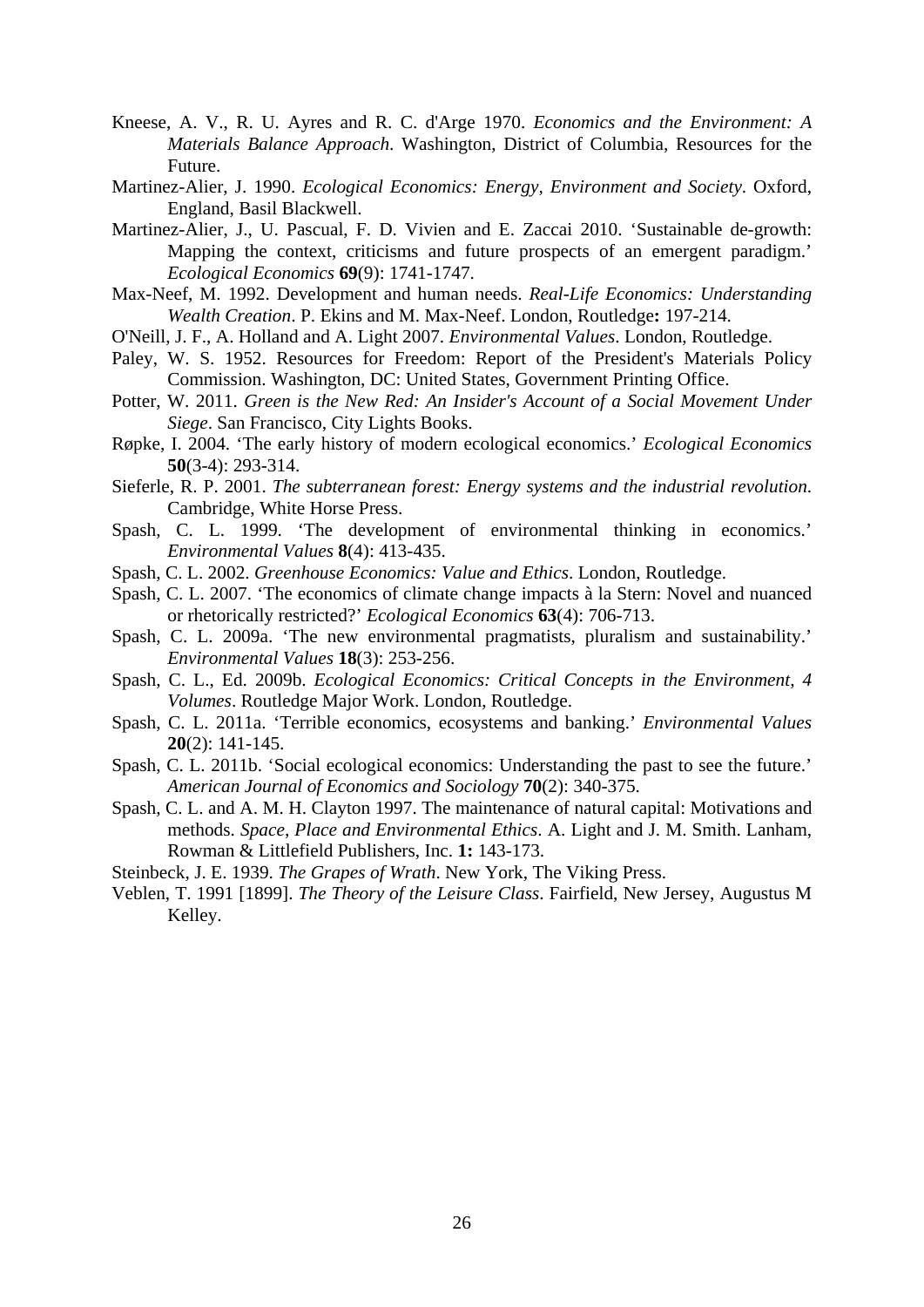Kneese, A. V., R. U. Ayres and R. C. d'Arge 1970. *Economics and the Environment: A Materials Balance Approach*. Washington, District of Columbia, Resources for the Future.

Martinez-Alier, J. 1990. *Ecological Economics: Energy, Environment and Society*. Oxford, England, Basil Blackwell.

Martinez-Alier, J., U. Pascual, F. D. Vivien and E. Zaccai 2010. 'Sustainable de-growth: Mapping the context, criticisms and future prospects of an emergent paradigm.' *Ecological Economics* **69**(9): 1741-1747.

Max-Neef, M. 1992. Development and human needs. *Real-Life Economics: Understanding Wealth Creation*. P. Ekins and M. Max-Neef. London, Routledge**:** 197-214.

O'Neill, J. F., A. Holland and A. Light 2007. *Environmental Values*. London, Routledge.

Paley, W. S. 1952. Resources for Freedom: Report of the President's Materials Policy Commission. Washington, DC: United States, Government Printing Office.

Potter, W. 2011. *Green is the New Red: An Insider's Account of a Social Movement Under Siege*. San Francisco, City Lights Books.

Røpke, I. 2004. 'The early history of modern ecological economics.' *Ecological Economics* **50**(3-4): 293-314.

Sieferle, R. P. 2001. *The subterranean forest: Energy systems and the industrial revolution*. Cambridge, White Horse Press.

Spash, C. L. 1999. 'The development of environmental thinking in economics.' *Environmental Values* **8**(4): 413-435.

Spash, C. L. 2002. *Greenhouse Economics: Value and Ethics*. London, Routledge.

Spash, C. L. 2007. 'The economics of climate change impacts à la Stern: Novel and nuanced or rhetorically restricted?' *Ecological Economics* **63**(4): 706-713.

Spash, C. L. 2009a. 'The new environmental pragmatists, pluralism and sustainability.' *Environmental Values* **18**(3): 253-256.

Spash, C. L., Ed. 2009b. *Ecological Economics: Critical Concepts in the Environment, 4 Volumes*. Routledge Major Work. London, Routledge.

Spash, C. L. 2011a. 'Terrible economics, ecosystems and banking.' *Environmental Values* **20**(2): 141-145.

Spash, C. L. 2011b. 'Social ecological economics: Understanding the past to see the future.' *American Journal of Economics and Sociology* **70**(2): 340-375.

Spash, C. L. and A. M. H. Clayton 1997. The maintenance of natural capital: Motivations and methods. *Space, Place and Environmental Ethics*. A. Light and J. M. Smith. Lanham, Rowman & Littlefield Publishers, Inc. **1:** 143-173.

Steinbeck, J. E. 1939. *The Grapes of Wrath*. New York, The Viking Press.

Veblen, T. 1991 [1899]. *The Theory of the Leisure Class*. Fairfield, New Jersey, Augustus M Kelley.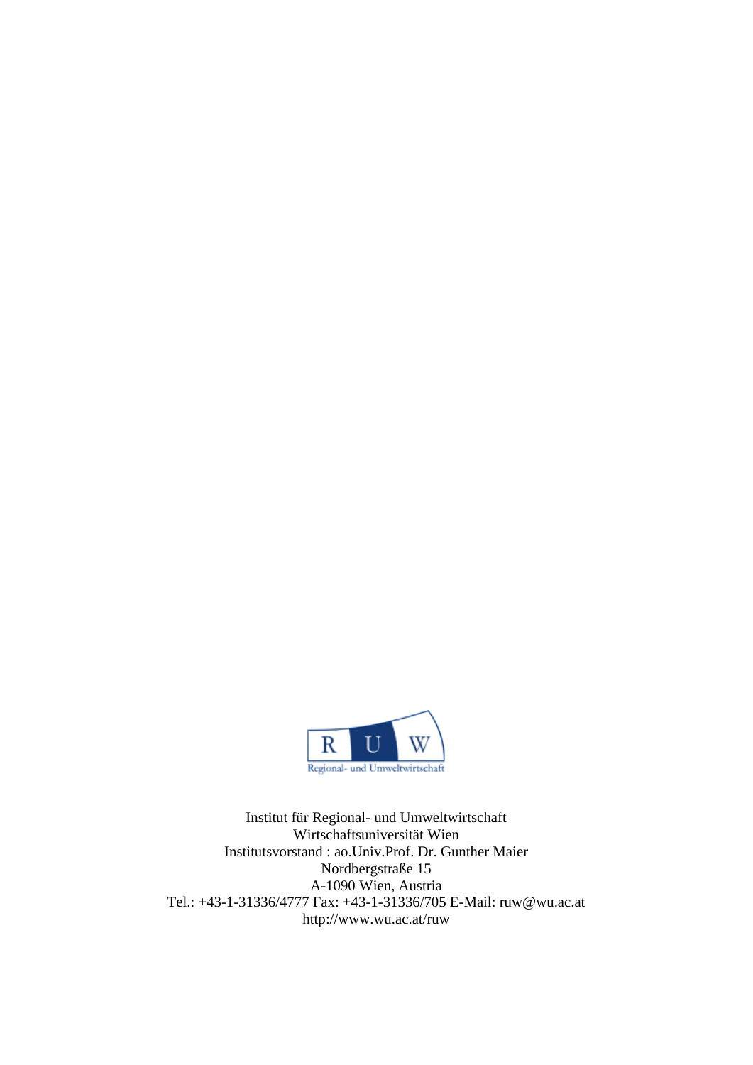R U W
Regional- und Umweltwirtschaft

Institut für Regional- und Umweltwirtschaft
Wirtschaftsuniversität Wien
Institutsvorstand : ao.Univ.Prof. Dr. Gunther Maier
Nordbergstraße 15
A-1090 Wien, Austria
Tel.: +43-1-31336/4777 Fax: +43-1-31336/705 E-Mail: ruw@wu.ac.at
http://www.wu.ac.at/ruw